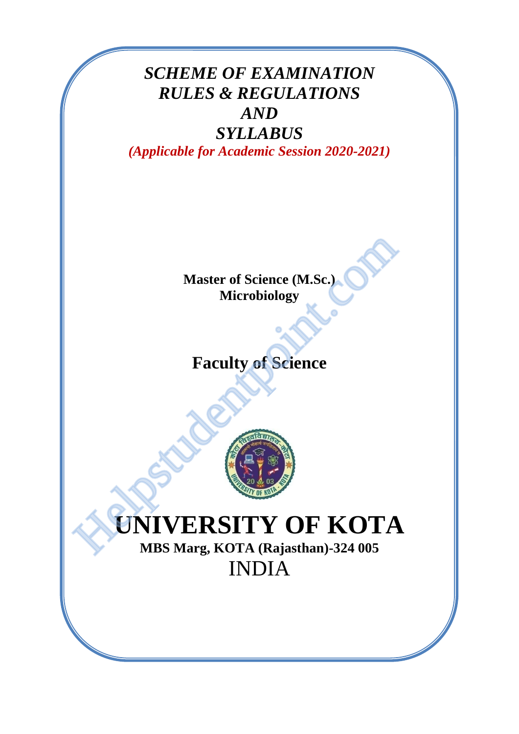# *SCHEME OF EXAMINATION*
# *RULES & REGULATIONS*
# *AND*
# *SYLLABUS*

***(Applicable for Academic Session 2020-2021)***

**Master of Science (M.Sc.)**
**Microbiology**

## Faculty of Science

# UNIVERSITY OF KOTA

**MBS Marg, KOTA (Rajasthan)-324 005**

INDIA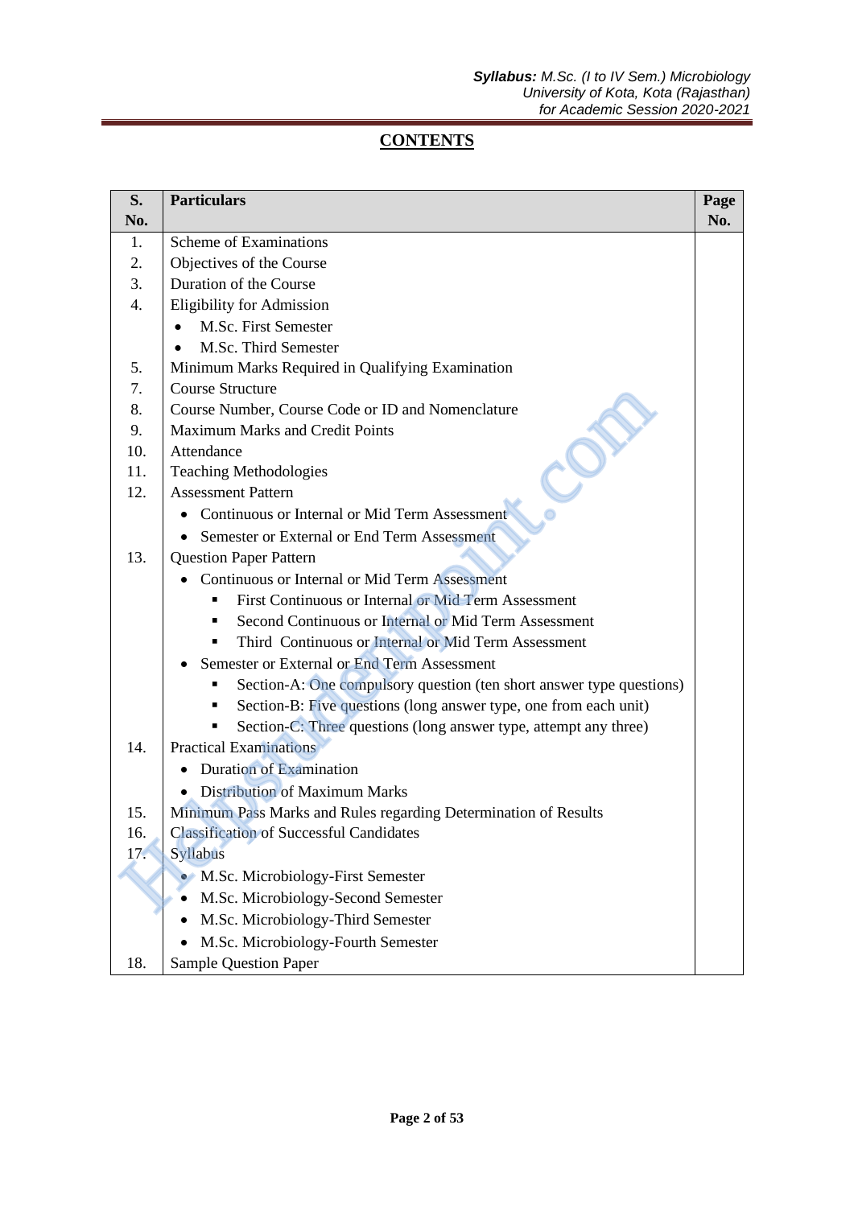# CONTENTS

| S. No. | Particulars | Page No. |
|---|---|---|
| 1. | Scheme of Examinations | |
| 2. | Objectives of the Course | |
| 3. | Duration of the Course | |
| 4. | Eligibility for Admission | |
| | • M.Sc. First Semester | |
| | • M.Sc. Third Semester | |
| 5. | Minimum Marks Required in Qualifying Examination | |
| 7. | Course Structure | |
| 8. | Course Number, Course Code or ID and Nomenclature | |
| 9. | Maximum Marks and Credit Points | |
| 10. | Attendance | |
| 11. | Teaching Methodologies | |
| 12. | Assessment Pattern | |
| | • Continuous or Internal or Mid Term Assessment | |
| | • Semester or External or End Term Assessment | |
| 13. | Question Paper Pattern | |
| | • Continuous or Internal or Mid Term Assessment | |
| | ▪ First Continuous or Internal or Mid Term Assessment | |
| | ▪ Second Continuous or Internal or Mid Term Assessment | |
| | ▪ Third Continuous or Internal or Mid Term Assessment | |
| | • Semester or External or End Term Assessment | |
| | ▪ Section-A: One compulsory question (ten short answer type questions) | |
| | ▪ Section-B: Five questions (long answer type, one from each unit) | |
| | ▪ Section-C: Three questions (long answer type, attempt any three) | |
| 14. | Practical Examinations | |
| | • Duration of Examination | |
| | • Distribution of Maximum Marks | |
| 15. | Minimum Pass Marks and Rules regarding Determination of Results | |
| 16. | Classification of Successful Candidates | |
| 17. | Syllabus | |
| | • M.Sc. Microbiology-First Semester | |
| | • M.Sc. Microbiology-Second Semester | |
| | • M.Sc. Microbiology-Third Semester | |
| | • M.Sc. Microbiology-Fourth Semester | |
| 18. | Sample Question Paper | |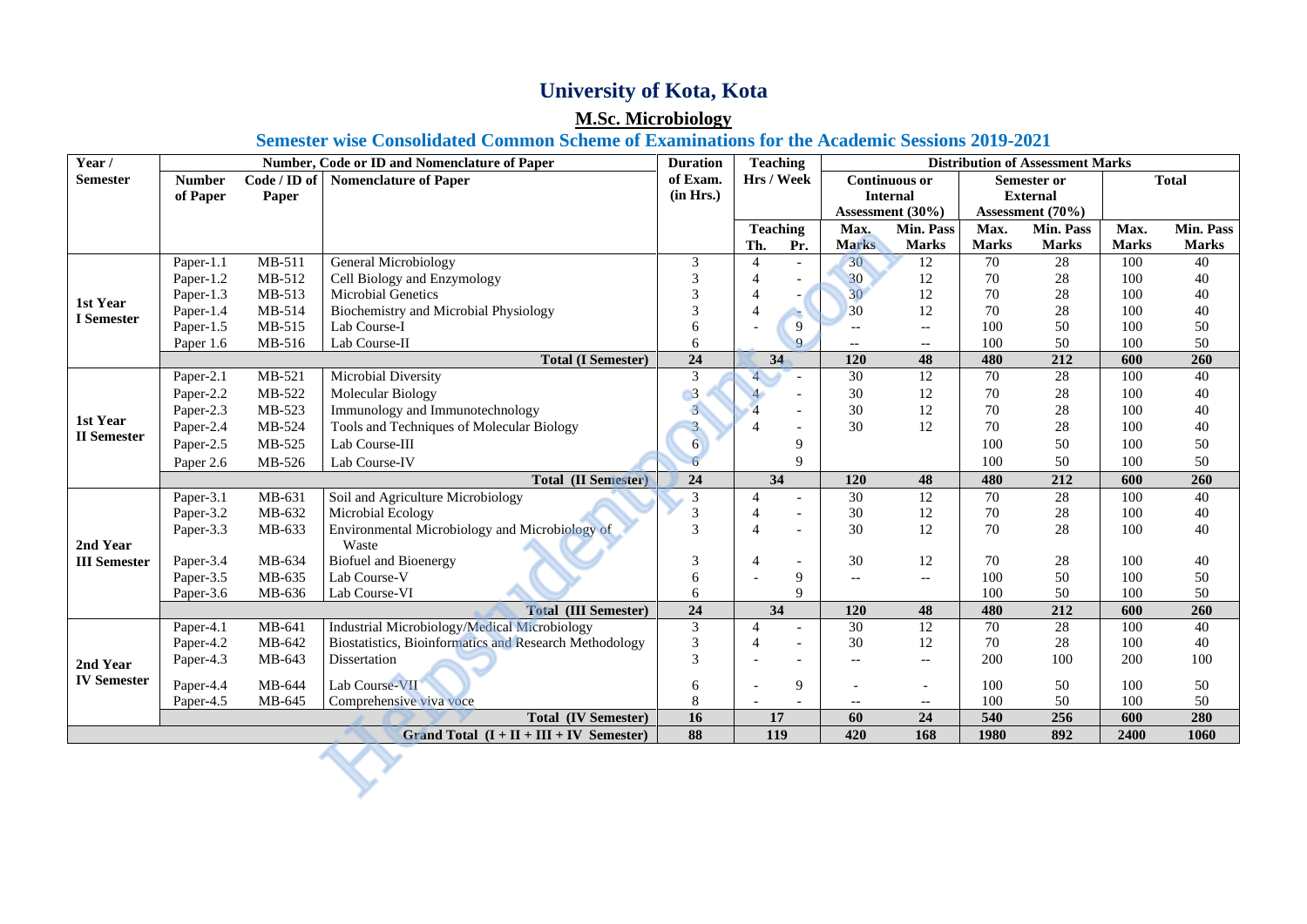# University of Kota, Kota

## M.Sc. Microbiology

### Semester wise Consolidated Common Scheme of Examinations for the Academic Sessions 2019-2021

| Year / Semester | Number, Code or ID and Nomenclature of Paper | | | Duration of Exam. (in Hrs.) | Teaching Hrs / Week | | Distribution of Assessment Marks | | | | | |
|---|---|---|---|---|---|---|---|---|---|---|---|---|
| | Number of Paper | Code / ID of Paper | Nomenclature of Paper | | Teaching | | Continuous or Internal Assessment (30%) | | Semester or External Assessment (70%) | | Total | |
| | | | | | Th. | Pr. | Max. Marks | Min. Pass Marks | Max. Marks | Min. Pass Marks | Max. Marks | Min. Pass Marks |
| 1st Year I Semester | Paper-1.1 | MB-511 | General Microbiology | 3 | 4 | - | 30 | 12 | 70 | 28 | 100 | 40 |
| | Paper-1.2 | MB-512 | Cell Biology and Enzymology | 3 | 4 | - | 30 | 12 | 70 | 28 | 100 | 40 |
| | Paper-1.3 | MB-513 | Microbial Genetics | 3 | 4 | - | 30 | 12 | 70 | 28 | 100 | 40 |
| | Paper-1.4 | MB-514 | Biochemistry and Microbial Physiology | 3 | 4 | - | 30 | 12 | 70 | 28 | 100 | 40 |
| | Paper-1.5 | MB-515 | Lab Course-I | 6 | - | 9 | -- | -- | 100 | 50 | 100 | 50 |
| | Paper 1.6 | MB-516 | Lab Course-II | 6 | | 9 | -- | -- | 100 | 50 | 100 | 50 |
| | | | **Total (I Semester)** | **24** | **34** | | **120** | **48** | **480** | **212** | **600** | **260** |
| 1st Year II Semester | Paper-2.1 | MB-521 | Microbial Diversity | 3 | 4 | - | 30 | 12 | 70 | 28 | 100 | 40 |
| | Paper-2.2 | MB-522 | Molecular Biology | 3 | 4 | - | 30 | 12 | 70 | 28 | 100 | 40 |
| | Paper-2.3 | MB-523 | Immunology and Immunotechnology | 3 | 4 | - | 30 | 12 | 70 | 28 | 100 | 40 |
| | Paper-2.4 | MB-524 | Tools and Techniques of Molecular Biology | 3 | 4 | - | 30 | 12 | 70 | 28 | 100 | 40 |
| | Paper-2.5 | MB-525 | Lab Course-III | 6 | | 9 | | | 100 | 50 | 100 | 50 |
| | Paper 2.6 | MB-526 | Lab Course-IV | 6 | | 9 | | | 100 | 50 | 100 | 50 |
| | | | **Total (II Semester)** | **24** | **34** | | **120** | **48** | **480** | **212** | **600** | **260** |
| 2nd Year III Semester | Paper-3.1 | MB-631 | Soil and Agriculture Microbiology | 3 | 4 | - | 30 | 12 | 70 | 28 | 100 | 40 |
| | Paper-3.2 | MB-632 | Microbial Ecology | 3 | 4 | - | 30 | 12 | 70 | 28 | 100 | 40 |
| | Paper-3.3 | MB-633 | Environmental Microbiology and Microbiology of Waste | 3 | 4 | - | 30 | 12 | 70 | 28 | 100 | 40 |
| | Paper-3.4 | MB-634 | Biofuel and Bioenergy | 3 | 4 | - | 30 | 12 | 70 | 28 | 100 | 40 |
| | Paper-3.5 | MB-635 | Lab Course-V | 6 | - | 9 | -- | -- | 100 | 50 | 100 | 50 |
| | Paper-3.6 | MB-636 | Lab Course-VI | 6 | | 9 | | | 100 | 50 | 100 | 50 |
| | | | **Total (III Semester)** | **24** | **34** | | **120** | **48** | **480** | **212** | **600** | **260** |
| 2nd Year IV Semester | Paper-4.1 | MB-641 | Industrial Microbiology/Medical Microbiology | 3 | 4 | - | 30 | 12 | 70 | 28 | 100 | 40 |
| | Paper-4.2 | MB-642 | Biostatistics, Bioinformatics and Research Methodology | 3 | 4 | - | 30 | 12 | 70 | 28 | 100 | 40 |
| | Paper-4.3 | MB-643 | Dissertation | 3 | - | - | -- | -- | 200 | 100 | 200 | 100 |
| | Paper-4.4 | MB-644 | Lab Course-VII | 6 | - | 9 | - | - | 100 | 50 | 100 | 50 |
| | Paper-4.5 | MB-645 | Comprehensive viva voce | 8 | - | - | -- | -- | 100 | 50 | 100 | 50 |
| | | | **Total (IV Semester)** | **16** | **17** | | **60** | **24** | **540** | **256** | **600** | **280** |
| **Grand Total (I + II + III + IV Semester)** | | | | **88** | **119** | | **420** | **168** | **1980** | **892** | **2400** | **1060** |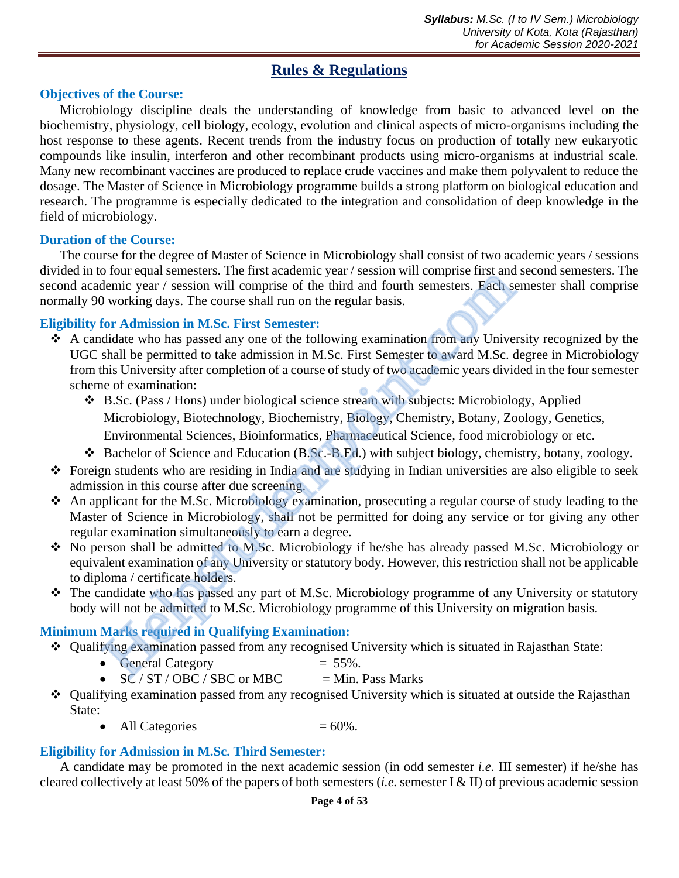# Rules & Regulations

### Objectives of the Course:

Microbiology discipline deals the understanding of knowledge from basic to advanced level on the biochemistry, physiology, cell biology, ecology, evolution and clinical aspects of micro-organisms including the host response to these agents. Recent trends from the industry focus on production of totally new eukaryotic compounds like insulin, interferon and other recombinant products using micro-organisms at industrial scale. Many new recombinant vaccines are produced to replace crude vaccines and make them polyvalent to reduce the dosage. The Master of Science in Microbiology programme builds a strong platform on biological education and research. The programme is especially dedicated to the integration and consolidation of deep knowledge in the field of microbiology.

### Duration of the Course:

The course for the degree of Master of Science in Microbiology shall consist of two academic years / sessions divided in to four equal semesters. The first academic year / session will comprise first and second semesters. The second academic year / session will comprise of the third and fourth semesters. Each semester shall comprise normally 90 working days. The course shall run on the regular basis.

### Eligibility for Admission in M.Sc. First Semester:

- A candidate who has passed any one of the following examination from any University recognized by the UGC shall be permitted to take admission in M.Sc. First Semester to award M.Sc. degree in Microbiology from this University after completion of a course of study of two academic years divided in the four semester scheme of examination:
  - B.Sc. (Pass / Hons) under biological science stream with subjects: Microbiology, Applied Microbiology, Biotechnology, Biochemistry, Biology, Chemistry, Botany, Zoology, Genetics, Environmental Sciences, Bioinformatics, Pharmaceutical Science, food microbiology or etc.
  - Bachelor of Science and Education (B.Sc.-B.Ed.) with subject biology, chemistry, botany, zoology.
- Foreign students who are residing in India and are studying in Indian universities are also eligible to seek admission in this course after due screening.
- An applicant for the M.Sc. Microbiology examination, prosecuting a regular course of study leading to the Master of Science in Microbiology, shall not be permitted for doing any service or for giving any other regular examination simultaneously to earn a degree.
- No person shall be admitted to M.Sc. Microbiology if he/she has already passed M.Sc. Microbiology or equivalent examination of any University or statutory body. However, this restriction shall not be applicable to diploma / certificate holders.
- The candidate who has passed any part of M.Sc. Microbiology programme of any University or statutory body will not be admitted to M.Sc. Microbiology programme of this University on migration basis.

### Minimum Marks required in Qualifying Examination:

- Qualifying examination passed from any recognised University which is situated in Rajasthan State:
  - General Category = 55%.
  - SC / ST / OBC / SBC or MBC = Min. Pass Marks
- Qualifying examination passed from any recognised University which is situated at outside the Rajasthan State:
  - All Categories = 60%.

### Eligibility for Admission in M.Sc. Third Semester:

A candidate may be promoted in the next academic session (in odd semester *i.e.* III semester) if he/she has cleared collectively at least 50% of the papers of both semesters (*i.e.* semester I & II) of previous academic session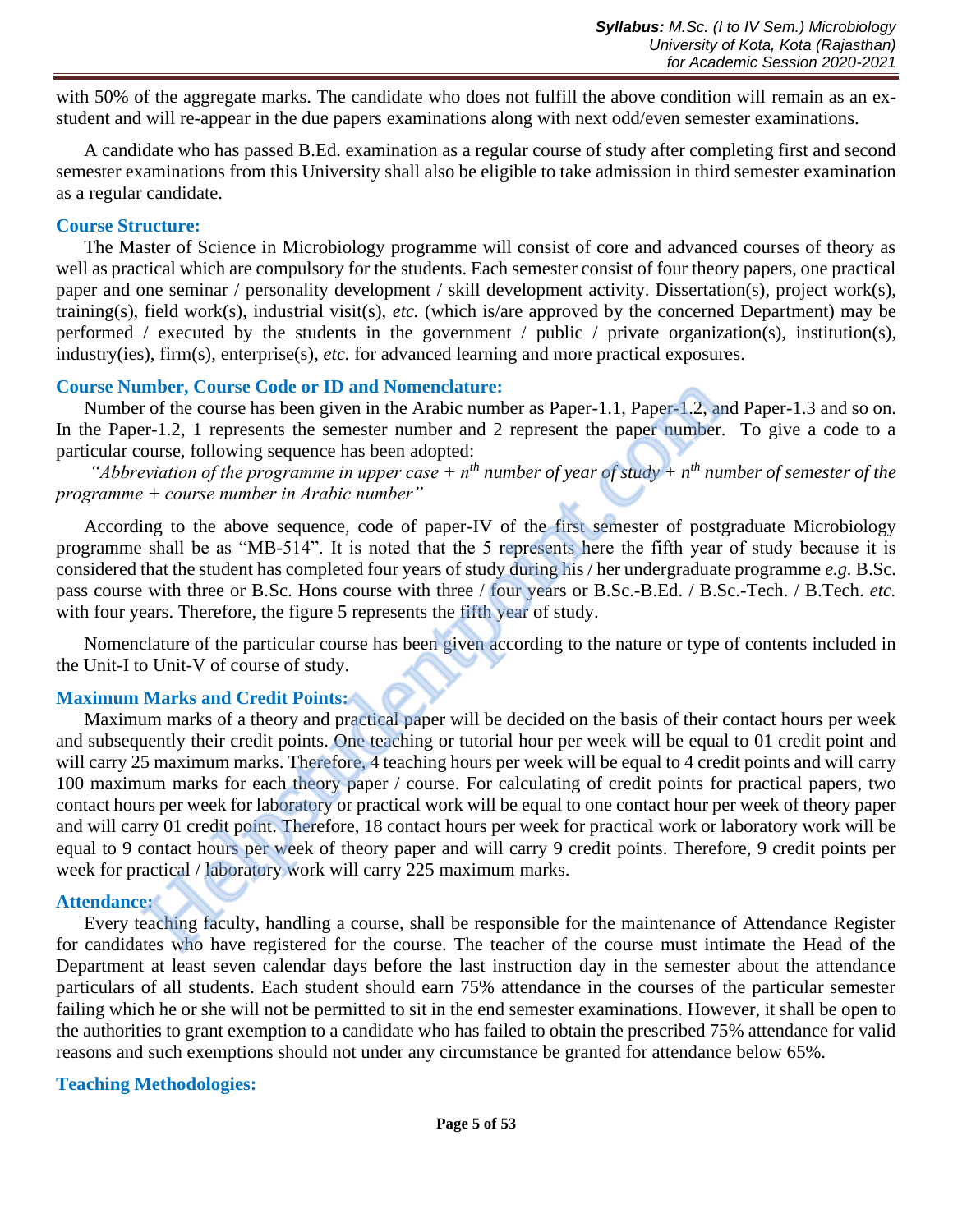with 50% of the aggregate marks. The candidate who does not fulfill the above condition will remain as an ex-student and will re-appear in the due papers examinations along with next odd/even semester examinations.

A candidate who has passed B.Ed. examination as a regular course of study after completing first and second semester examinations from this University shall also be eligible to take admission in third semester examination as a regular candidate.

### Course Structure:

The Master of Science in Microbiology programme will consist of core and advanced courses of theory as well as practical which are compulsory for the students. Each semester consist of four theory papers, one practical paper and one seminar / personality development / skill development activity. Dissertation(s), project work(s), training(s), field work(s), industrial visit(s), *etc.* (which is/are approved by the concerned Department) may be performed / executed by the students in the government / public / private organization(s), institution(s), industry(ies), firm(s), enterprise(s), *etc.* for advanced learning and more practical exposures.

### Course Number, Course Code or ID and Nomenclature:

Number of the course has been given in the Arabic number as Paper-1.1, Paper-1.2, and Paper-1.3 and so on. In the Paper-1.2, 1 represents the semester number and 2 represent the paper number. To give a code to a particular course, following sequence has been adopted:

*"Abbreviation of the programme in upper case + $n^{th}$ number of year of study + $n^{th}$ number of semester of the programme + course number in Arabic number"*

According to the above sequence, code of paper-IV of the first semester of postgraduate Microbiology programme shall be as "MB-514". It is noted that the 5 represents here the fifth year of study because it is considered that the student has completed four years of study during his / her undergraduate programme *e.g.* B.Sc. pass course with three or B.Sc. Hons course with three / four years or B.Sc.-B.Ed. / B.Sc.-Tech. / B.Tech. *etc.* with four years. Therefore, the figure 5 represents the fifth year of study.

Nomenclature of the particular course has been given according to the nature or type of contents included in the Unit-I to Unit-V of course of study.

### Maximum Marks and Credit Points:

Maximum marks of a theory and practical paper will be decided on the basis of their contact hours per week and subsequently their credit points. One teaching or tutorial hour per week will be equal to 01 credit point and will carry 25 maximum marks. Therefore, 4 teaching hours per week will be equal to 4 credit points and will carry 100 maximum marks for each theory paper / course. For calculating of credit points for practical papers, two contact hours per week for laboratory or practical work will be equal to one contact hour per week of theory paper and will carry 01 credit point. Therefore, 18 contact hours per week for practical work or laboratory work will be equal to 9 contact hours per week of theory paper and will carry 9 credit points. Therefore, 9 credit points per week for practical / laboratory work will carry 225 maximum marks.

### Attendance:

Every teaching faculty, handling a course, shall be responsible for the maintenance of Attendance Register for candidates who have registered for the course. The teacher of the course must intimate the Head of the Department at least seven calendar days before the last instruction day in the semester about the attendance particulars of all students. Each student should earn 75% attendance in the courses of the particular semester failing which he or she will not be permitted to sit in the end semester examinations. However, it shall be open to the authorities to grant exemption to a candidate who has failed to obtain the prescribed 75% attendance for valid reasons and such exemptions should not under any circumstance be granted for attendance below 65%.

### Teaching Methodologies: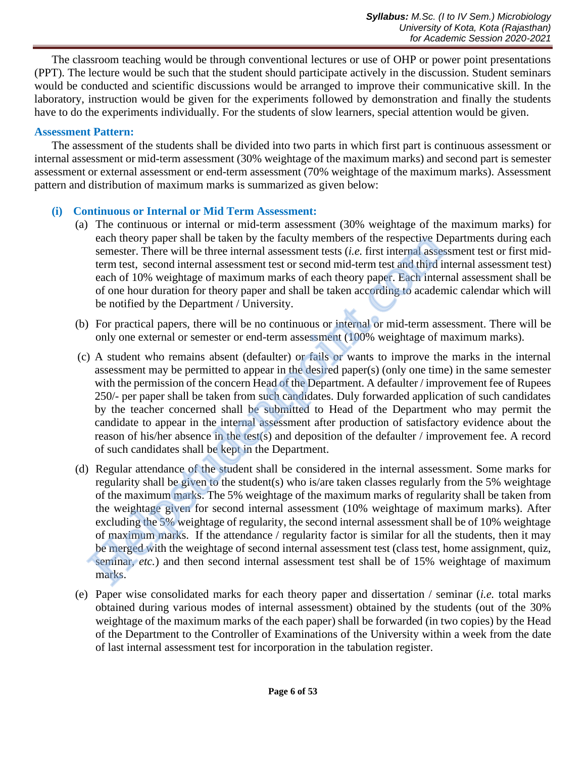The classroom teaching would be through conventional lectures or use of OHP or power point presentations (PPT). The lecture would be such that the student should participate actively in the discussion. Student seminars would be conducted and scientific discussions would be arranged to improve their communicative skill. In the laboratory, instruction would be given for the experiments followed by demonstration and finally the students have to do the experiments individually. For the students of slow learners, special attention would be given.

## Assessment Pattern:

The assessment of the students shall be divided into two parts in which first part is continuous assessment or internal assessment or mid-term assessment (30% weightage of the maximum marks) and second part is semester assessment or external assessment or end-term assessment (70% weightage of the maximum marks). Assessment pattern and distribution of maximum marks is summarized as given below:

### (i) Continuous or Internal or Mid Term Assessment:

(a) The continuous or internal or mid-term assessment (30% weightage of the maximum marks) for each theory paper shall be taken by the faculty members of the respective Departments during each semester. There will be three internal assessment tests (*i.e.* first internal assessment test or first mid-term test, second internal assessment test or second mid-term test and third internal assessment test) each of 10% weightage of maximum marks of each theory paper. Each internal assessment shall be of one hour duration for theory paper and shall be taken according to academic calendar which will be notified by the Department / University.

(b) For practical papers, there will be no continuous or internal or mid-term assessment. There will be only one external or semester or end-term assessment (100% weightage of maximum marks).

(c) A student who remains absent (defaulter) or fails or wants to improve the marks in the internal assessment may be permitted to appear in the desired paper(s) (only one time) in the same semester with the permission of the concern Head of the Department. A defaulter / improvement fee of Rupees 250/- per paper shall be taken from such candidates. Duly forwarded application of such candidates by the teacher concerned shall be submitted to Head of the Department who may permit the candidate to appear in the internal assessment after production of satisfactory evidence about the reason of his/her absence in the test(s) and deposition of the defaulter / improvement fee. A record of such candidates shall be kept in the Department.

(d) Regular attendance of the student shall be considered in the internal assessment. Some marks for regularity shall be given to the student(s) who is/are taken classes regularly from the 5% weightage of the maximum marks. The 5% weightage of the maximum marks of regularity shall be taken from the weightage given for second internal assessment (10% weightage of maximum marks). After excluding the 5% weightage of regularity, the second internal assessment shall be of 10% weightage of maximum marks. If the attendance / regularity factor is similar for all the students, then it may be merged with the weightage of second internal assessment test (class test, home assignment, quiz, seminar, *etc.*) and then second internal assessment test shall be of 15% weightage of maximum marks.

(e) Paper wise consolidated marks for each theory paper and dissertation / seminar (*i.e.* total marks obtained during various modes of internal assessment) obtained by the students (out of the 30% weightage of the maximum marks of the each paper) shall be forwarded (in two copies) by the Head of the Department to the Controller of Examinations of the University within a week from the date of last internal assessment test for incorporation in the tabulation register.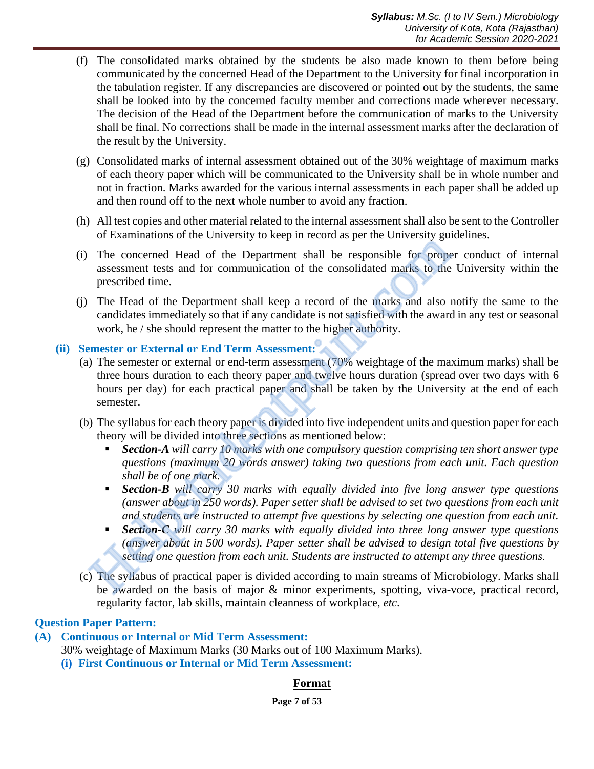(f) The consolidated marks obtained by the students be also made known to them before being communicated by the concerned Head of the Department to the University for final incorporation in the tabulation register. If any discrepancies are discovered or pointed out by the students, the same shall be looked into by the concerned faculty member and corrections made wherever necessary. The decision of the Head of the Department before the communication of marks to the University shall be final. No corrections shall be made in the internal assessment marks after the declaration of the result by the University.

(g) Consolidated marks of internal assessment obtained out of the 30% weightage of maximum marks of each theory paper which will be communicated to the University shall be in whole number and not in fraction. Marks awarded for the various internal assessments in each paper shall be added up and then round off to the next whole number to avoid any fraction.

(h) All test copies and other material related to the internal assessment shall also be sent to the Controller of Examinations of the University to keep in record as per the University guidelines.

(i) The concerned Head of the Department shall be responsible for proper conduct of internal assessment tests and for communication of the consolidated marks to the University within the prescribed time.

(j) The Head of the Department shall keep a record of the marks and also notify the same to the candidates immediately so that if any candidate is not satisfied with the award in any test or seasonal work, he / she should represent the matter to the higher authority.

**(ii) Semester or External or End Term Assessment:**

(a) The semester or external or end-term assessment (70% weightage of the maximum marks) shall be three hours duration to each theory paper and twelve hours duration (spread over two days with 6 hours per day) for each practical paper and shall be taken by the University at the end of each semester.

(b) The syllabus for each theory paper is divided into five independent units and question paper for each theory will be divided into three sections as mentioned below:

- ***Section-A*** *will carry 10 marks with one compulsory question comprising ten short answer type questions (maximum 20 words answer) taking two questions from each unit. Each question shall be of one mark.*
- ***Section-B*** *will carry 30 marks with equally divided into five long answer type questions (answer about in 250 words). Paper setter shall be advised to set two questions from each unit and students are instructed to attempt five questions by selecting one question from each unit.*
- ***Section-C*** *will carry 30 marks with equally divided into three long answer type questions (answer about in 500 words). Paper setter shall be advised to design total five questions by setting one question from each unit. Students are instructed to attempt any three questions.*

(c) The syllabus of practical paper is divided according to main streams of Microbiology. Marks shall be awarded on the basis of major & minor experiments, spotting, viva-voce, practical record, regularity factor, lab skills, maintain cleanness of workplace, *etc*.

**Question Paper Pattern:**

**(A) Continuous or Internal or Mid Term Assessment:**

30% weightage of Maximum Marks (30 Marks out of 100 Maximum Marks).

**(i) First Continuous or Internal or Mid Term Assessment:**

**Format**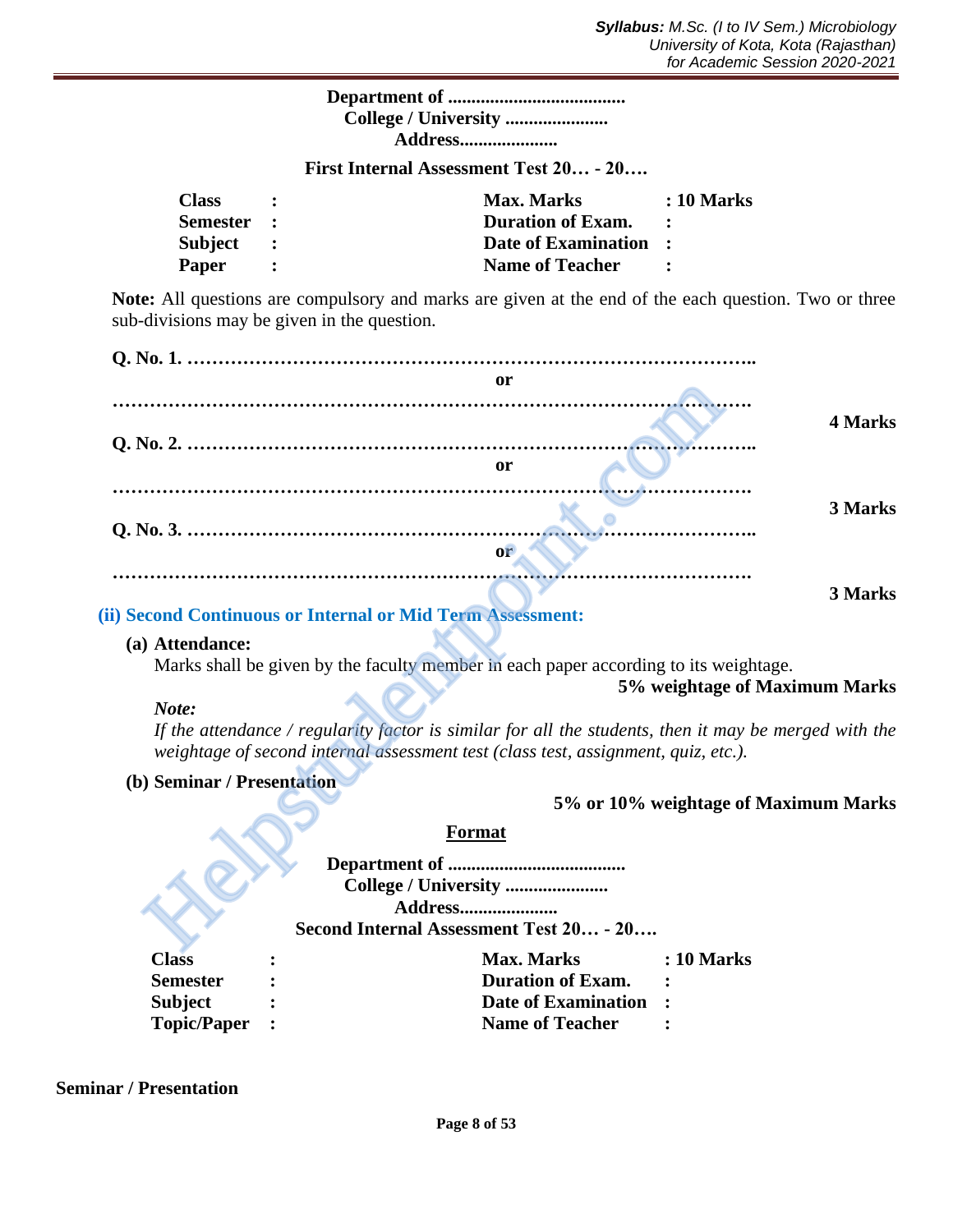**Department of ......................................**
**College / University ......................**
**Address.....................**

**First Internal Assessment Test 20… - 20….**

| | | | |
|---|---|---|---|
| **Class** | **:** | **Max. Marks** | **: 10 Marks** |
| **Semester** | **:** | **Duration of Exam.** | **:** |
| **Subject** | **:** | **Date of Examination** | **:** |
| **Paper** | **:** | **Name of Teacher** | **:** |

**Note:** All questions are compulsory and marks are given at the end of the each question. Two or three sub-divisions may be given in the question.

**Q. No. 1. ……………………………………………………………………………..**

**or**

**…………………………………………………………………………………….**

**4 Marks**

**Q. No. 2. ……………………………………………………………………………..**

**or**

**…………………………………………………………………………………….**

**3 Marks**

**Q. No. 3. ……………………………………………………………………………..**

**or**

**…………………………………………………………………………………….**

**3 Marks**

### (ii) Second Continuous or Internal or Mid Term Assessment:

**(a) Attendance:**

Marks shall be given by the faculty member in each paper according to its weightage.

**5% weightage of Maximum Marks**

***Note:***

*If the attendance / regularity factor is similar for all the students, then it may be merged with the weightage of second internal assessment test (class test, assignment, quiz, etc.).*

**(b) Seminar / Presentation**

**5% or 10% weightage of Maximum Marks**

**Format**

**Department of ......................................**
**College / University ......................**
**Address.....................**
**Second Internal Assessment Test 20… - 20….**

| | | | |
|---|---|---|---|
| **Class** | **:** | **Max. Marks** | **: 10 Marks** |
| **Semester** | **:** | **Duration of Exam.** | **:** |
| **Subject** | **:** | **Date of Examination** | **:** |
| **Topic/Paper** | **:** | **Name of Teacher** | **:** |

**Seminar / Presentation**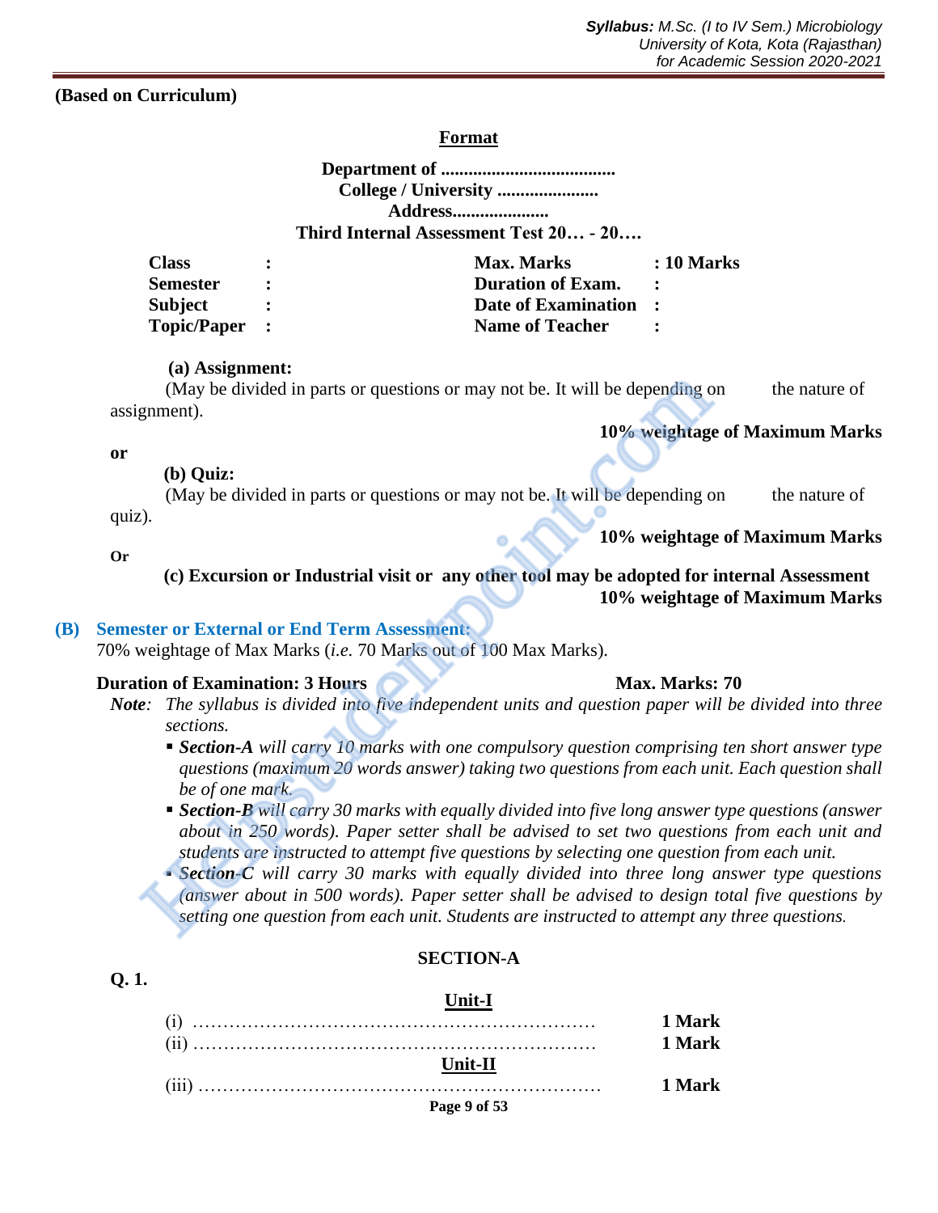**(Based on Curriculum)**

## Format

**Department of .....................................**
**College / University ......................**
**Address.....................**
**Third Internal Assessment Test 20… - 20….**

| | | | |
|---|---|---|---|
| **Class** | **:** | **Max. Marks** | **: 10 Marks** |
| **Semester** | **:** | **Duration of Exam.** | **:** |
| **Subject** | **:** | **Date of Examination** | **:** |
| **Topic/Paper** | **:** | **Name of Teacher** | **:** |

**(a) Assignment:**

(May be divided in parts or questions or may not be. It will be depending on the nature of assignment).

**10% weightage of Maximum Marks**

**or**

**(b) Quiz:**

(May be divided in parts or questions or may not be. It will be depending on the nature of quiz).

**10% weightage of Maximum Marks**

**Or**

**(c) Excursion or Industrial visit or any other tool may be adopted for internal Assessment**

**10% weightage of Maximum Marks**

### (B) Semester or External or End Term Assessment:

70% weightage of Max Marks (*i.e.* 70 Marks out of 100 Max Marks).

**Duration of Examination: 3 Hours** **Max. Marks: 70**

***Note****: The syllabus is divided into five independent units and question paper will be divided into three sections.*

- ***Section-A*** *will carry 10 marks with one compulsory question comprising ten short answer type questions (maximum 20 words answer) taking two questions from each unit. Each question shall be of one mark.*
- ***Section-B*** *will carry 30 marks with equally divided into five long answer type questions (answer about in 250 words). Paper setter shall be advised to set two questions from each unit and students are instructed to attempt five questions by selecting one question from each unit.*
- ***Section-C*** *will carry 30 marks with equally divided into three long answer type questions (answer about in 500 words). Paper setter shall be advised to design total five questions by setting one question from each unit. Students are instructed to attempt any three questions.*

### SECTION-A

**Q. 1.**

**Unit-I**

(i) ………………………………………………………… **1 Mark**
(ii) ………………………………………………………… **1 Mark**

**Unit-II**

(iii) ………………………………………………………… **1 Mark**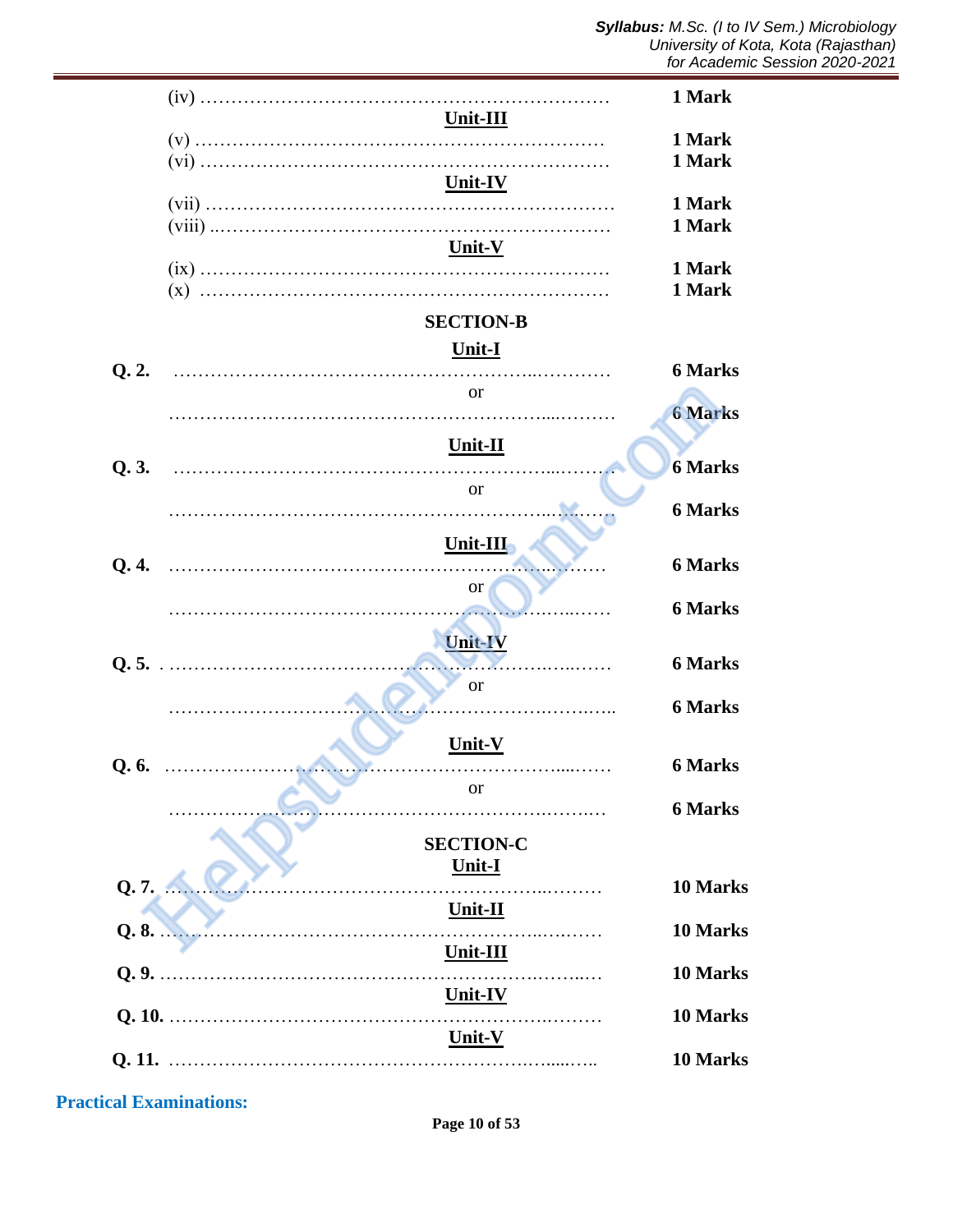| | | |
|---|---|---|
| | (iv) ………………………………………………………… | **1 Mark** |
| | **Unit-III** | |
| | (v) ………………………………………………………… | **1 Mark** |
| | (vi) ………………………………………………………… | **1 Mark** |
| | **Unit-IV** | |
| | (vii) ………………………………………………………… | **1 Mark** |
| | (viii) ………………………………………………………… | **1 Mark** |
| | **Unit-V** | |
| | (ix) ………………………………………………………… | **1 Mark** |
| | (x) ………………………………………………………… | **1 Mark** |

**SECTION-B**

| | | |
|---|---|---|
| | **Unit-I** | |
| **Q. 2.** | ………………………………………………………… | **6 Marks** |
| | or | |
| | ………………………………………………………… | **6 Marks** |
| | **Unit-II** | |
| **Q. 3.** | ………………………………………………………… | **6 Marks** |
| | or | |
| | ………………………………………………………… | **6 Marks** |
| | **Unit-III** | |
| **Q. 4.** | ………………………………………………………… | **6 Marks** |
| | or | |
| | ………………………………………………………… | **6 Marks** |
| | **Unit-IV** | |
| **Q. 5.** | ………………………………………………………… | **6 Marks** |
| | or | |
| | ………………………………………………………… | **6 Marks** |
| | **Unit-V** | |
| **Q. 6.** | ………………………………………………………… | **6 Marks** |
| | or | |
| | ………………………………………………………… | **6 Marks** |

**SECTION-C**

| | | |
|---|---|---|
| | **Unit-I** | |
| **Q. 7.** | ………………………………………………………… | **10 Marks** |
| | **Unit-II** | |
| **Q. 8.** | ………………………………………………………… | **10 Marks** |
| | **Unit-III** | |
| **Q. 9.** | ………………………………………………………… | **10 Marks** |
| | **Unit-IV** | |
| **Q. 10.** | ………………………………………………………… | **10 Marks** |
| | **Unit-V** | |
| **Q. 11.** | ………………………………………………………… | **10 Marks** |

**Practical Examinations:**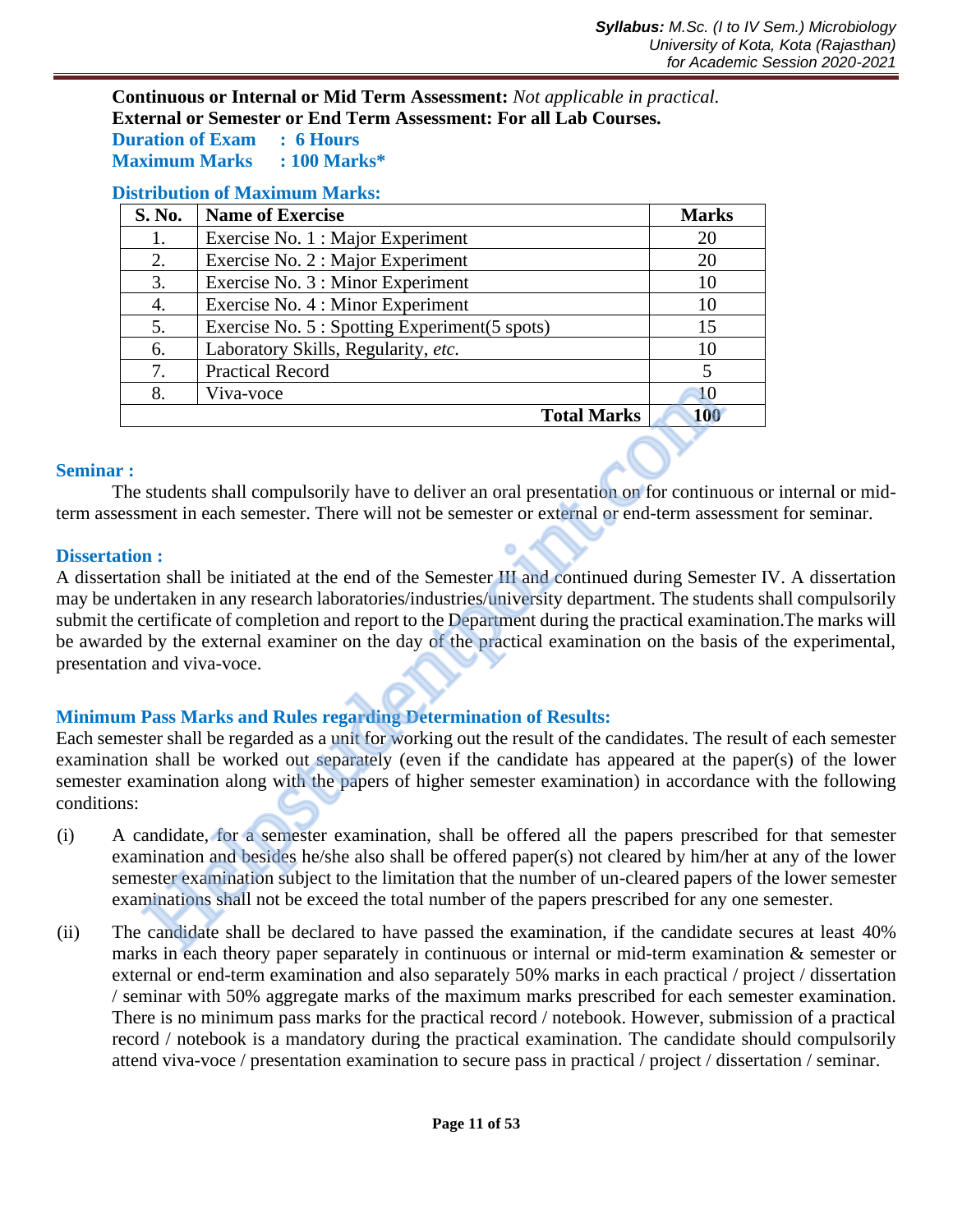**Continuous or Internal or Mid Term Assessment:** *Not applicable in practical.*
**External or Semester or End Term Assessment: For all Lab Courses.**
**Duration of Exam : 6 Hours**
**Maximum Marks : 100 Marks***

**Distribution of Maximum Marks:**

| S. No. | Name of Exercise | Marks |
|---|---|---|
| 1. | Exercise No. 1 : Major Experiment | 20 |
| 2. | Exercise No. 2 : Major Experiment | 20 |
| 3. | Exercise No. 3 : Minor Experiment | 10 |
| 4. | Exercise No. 4 : Minor Experiment | 10 |
| 5. | Exercise No. 5 : Spotting Experiment(5 spots) | 15 |
| 6. | Laboratory Skills, Regularity, *etc.* | 10 |
| 7. | Practical Record | 5 |
| 8. | Viva-voce | 10 |
| | **Total Marks** | **100** |

### Seminar :

The students shall compulsorily have to deliver an oral presentation on for continuous or internal or mid-term assessment in each semester. There will not be semester or external or end-term assessment for seminar.

### Dissertation :

A dissertation shall be initiated at the end of the Semester III and continued during Semester IV. A dissertation may be undertaken in any research laboratories/industries/university department. The students shall compulsorily submit the certificate of completion and report to the Department during the practical examination.The marks will be awarded by the external examiner on the day of the practical examination on the basis of the experimental, presentation and viva-voce.

### Minimum Pass Marks and Rules regarding Determination of Results:

Each semester shall be regarded as a unit for working out the result of the candidates. The result of each semester examination shall be worked out separately (even if the candidate has appeared at the paper(s) of the lower semester examination along with the papers of higher semester examination) in accordance with the following conditions:

(i) A candidate, for a semester examination, shall be offered all the papers prescribed for that semester examination and besides he/she also shall be offered paper(s) not cleared by him/her at any of the lower semester examination subject to the limitation that the number of un-cleared papers of the lower semester examinations shall not be exceed the total number of the papers prescribed for any one semester.

(ii) The candidate shall be declared to have passed the examination, if the candidate secures at least 40% marks in each theory paper separately in continuous or internal or mid-term examination & semester or external or end-term examination and also separately 50% marks in each practical / project / dissertation / seminar with 50% aggregate marks of the maximum marks prescribed for each semester examination. There is no minimum pass marks for the practical record / notebook. However, submission of a practical record / notebook is a mandatory during the practical examination. The candidate should compulsorily attend viva-voce / presentation examination to secure pass in practical / project / dissertation / seminar.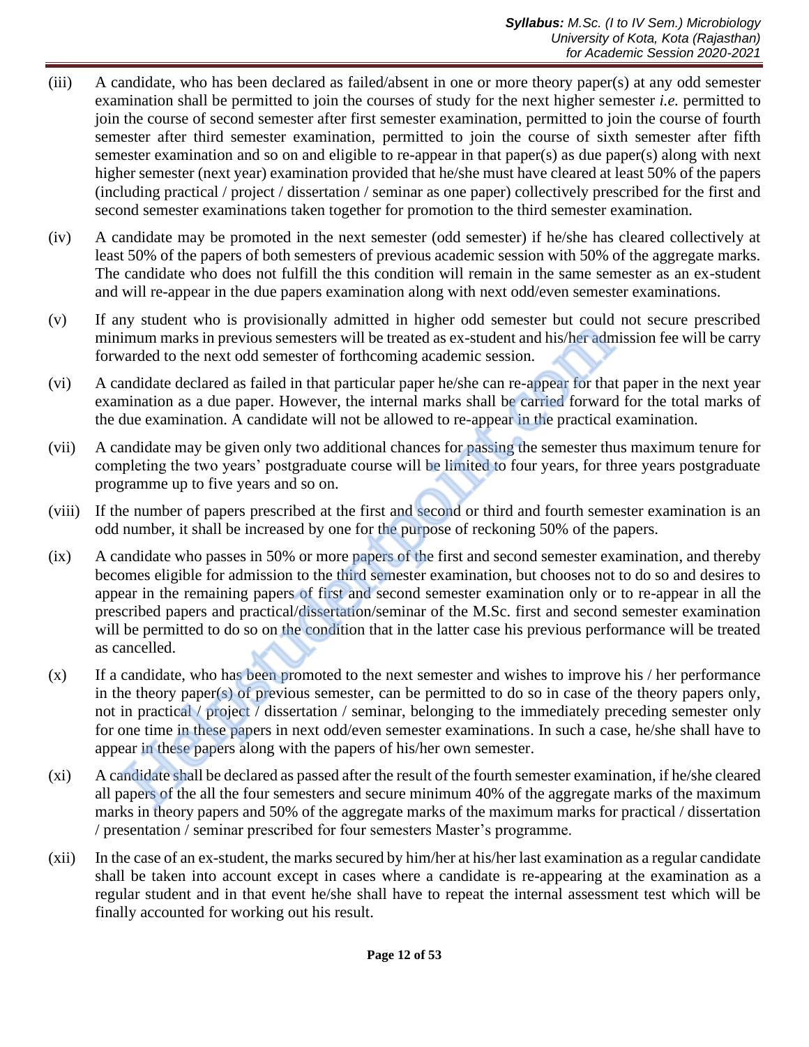(iii) A candidate, who has been declared as failed/absent in one or more theory paper(s) at any odd semester examination shall be permitted to join the courses of study for the next higher semester *i.e.* permitted to join the course of second semester after first semester examination, permitted to join the course of fourth semester after third semester examination, permitted to join the course of sixth semester after fifth semester examination and so on and eligible to re-appear in that paper(s) as due paper(s) along with next higher semester (next year) examination provided that he/she must have cleared at least 50% of the papers (including practical / project / dissertation / seminar as one paper) collectively prescribed for the first and second semester examinations taken together for promotion to the third semester examination.

(iv) A candidate may be promoted in the next semester (odd semester) if he/she has cleared collectively at least 50% of the papers of both semesters of previous academic session with 50% of the aggregate marks. The candidate who does not fulfill the this condition will remain in the same semester as an ex-student and will re-appear in the due papers examination along with next odd/even semester examinations.

(v) If any student who is provisionally admitted in higher odd semester but could not secure prescribed minimum marks in previous semesters will be treated as ex-student and his/her admission fee will be carry forwarded to the next odd semester of forthcoming academic session.

(vi) A candidate declared as failed in that particular paper he/she can re-appear for that paper in the next year examination as a due paper. However, the internal marks shall be carried forward for the total marks of the due examination. A candidate will not be allowed to re-appear in the practical examination.

(vii) A candidate may be given only two additional chances for passing the semester thus maximum tenure for completing the two years' postgraduate course will be limited to four years, for three years postgraduate programme up to five years and so on.

(viii) If the number of papers prescribed at the first and second or third and fourth semester examination is an odd number, it shall be increased by one for the purpose of reckoning 50% of the papers.

(ix) A candidate who passes in 50% or more papers of the first and second semester examination, and thereby becomes eligible for admission to the third semester examination, but chooses not to do so and desires to appear in the remaining papers of first and second semester examination only or to re-appear in all the prescribed papers and practical/dissertation/seminar of the M.Sc. first and second semester examination will be permitted to do so on the condition that in the latter case his previous performance will be treated as cancelled.

(x) If a candidate, who has been promoted to the next semester and wishes to improve his / her performance in the theory paper(s) of previous semester, can be permitted to do so in case of the theory papers only, not in practical / project / dissertation / seminar, belonging to the immediately preceding semester only for one time in these papers in next odd/even semester examinations. In such a case, he/she shall have to appear in these papers along with the papers of his/her own semester.

(xi) A candidate shall be declared as passed after the result of the fourth semester examination, if he/she cleared all papers of the all the four semesters and secure minimum 40% of the aggregate marks of the maximum marks in theory papers and 50% of the aggregate marks of the maximum marks for practical / dissertation / presentation / seminar prescribed for four semesters Master's programme.

(xii) In the case of an ex-student, the marks secured by him/her at his/her last examination as a regular candidate shall be taken into account except in cases where a candidate is re-appearing at the examination as a regular student and in that event he/she shall have to repeat the internal assessment test which will be finally accounted for working out his result.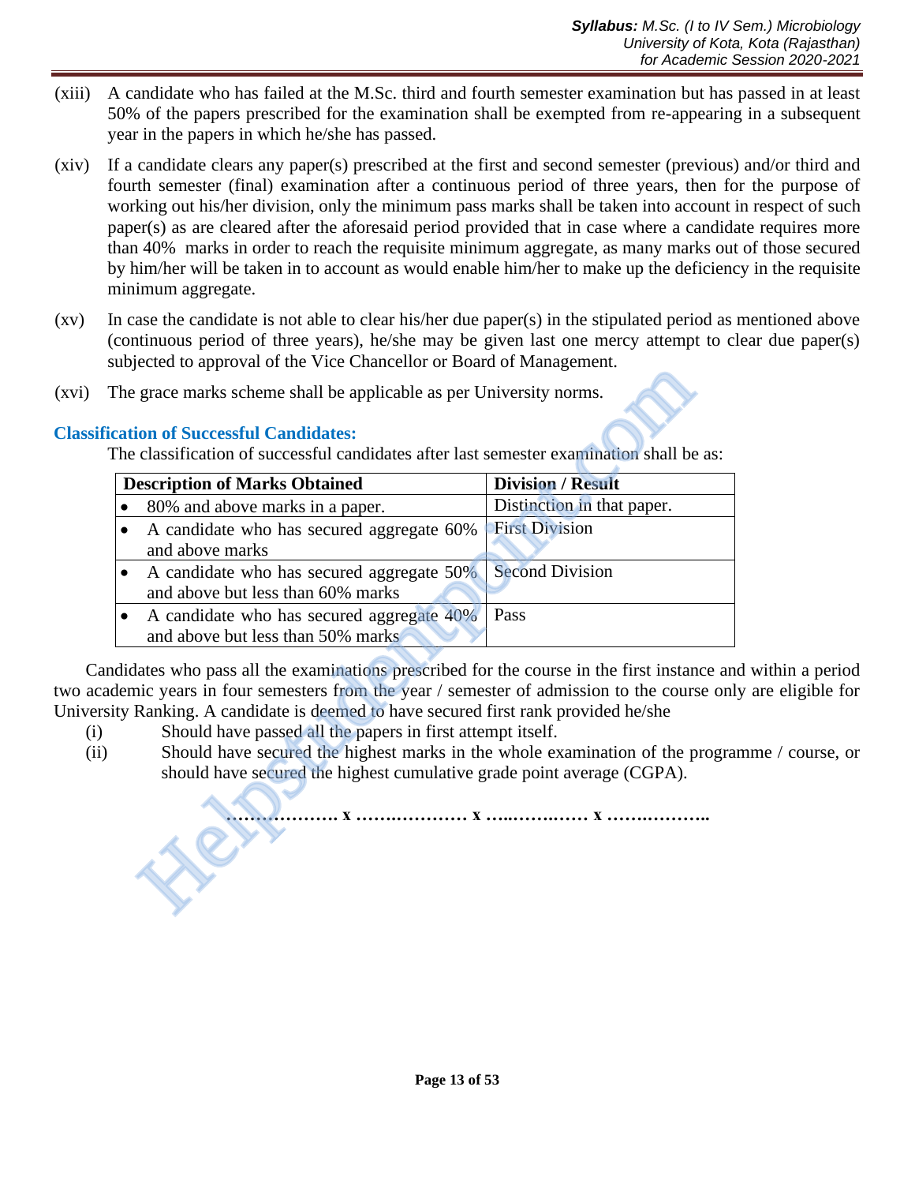(xiii) A candidate who has failed at the M.Sc. third and fourth semester examination but has passed in at least 50% of the papers prescribed for the examination shall be exempted from re-appearing in a subsequent year in the papers in which he/she has passed.

(xiv) If a candidate clears any paper(s) prescribed at the first and second semester (previous) and/or third and fourth semester (final) examination after a continuous period of three years, then for the purpose of working out his/her division, only the minimum pass marks shall be taken into account in respect of such paper(s) as are cleared after the aforesaid period provided that in case where a candidate requires more than 40% marks in order to reach the requisite minimum aggregate, as many marks out of those secured by him/her will be taken in to account as would enable him/her to make up the deficiency in the requisite minimum aggregate.

(xv) In case the candidate is not able to clear his/her due paper(s) in the stipulated period as mentioned above (continuous period of three years), he/she may be given last one mercy attempt to clear due paper(s) subjected to approval of the Vice Chancellor or Board of Management.

(xvi) The grace marks scheme shall be applicable as per University norms.

### Classification of Successful Candidates:

The classification of successful candidates after last semester examination shall be as:

| Description of Marks Obtained | Division / Result |
|---|---|
| • 80% and above marks in a paper. | Distinction in that paper. |
| • A candidate who has secured aggregate 60% and above marks | First Division |
| • A candidate who has secured aggregate 50% and above but less than 60% marks | Second Division |
| • A candidate who has secured aggregate 40% and above but less than 50% marks | Pass |

Candidates who pass all the examinations prescribed for the course in the first instance and within a period two academic years in four semesters from the year / semester of admission to the course only are eligible for University Ranking. A candidate is deemed to have secured first rank provided he/she

(i) Should have passed all the papers in first attempt itself.

(ii) Should have secured the highest marks in the whole examination of the programme / course, or should have secured the highest cumulative grade point average (CGPA).

**………………. x ………………… x ………………… x ………………..**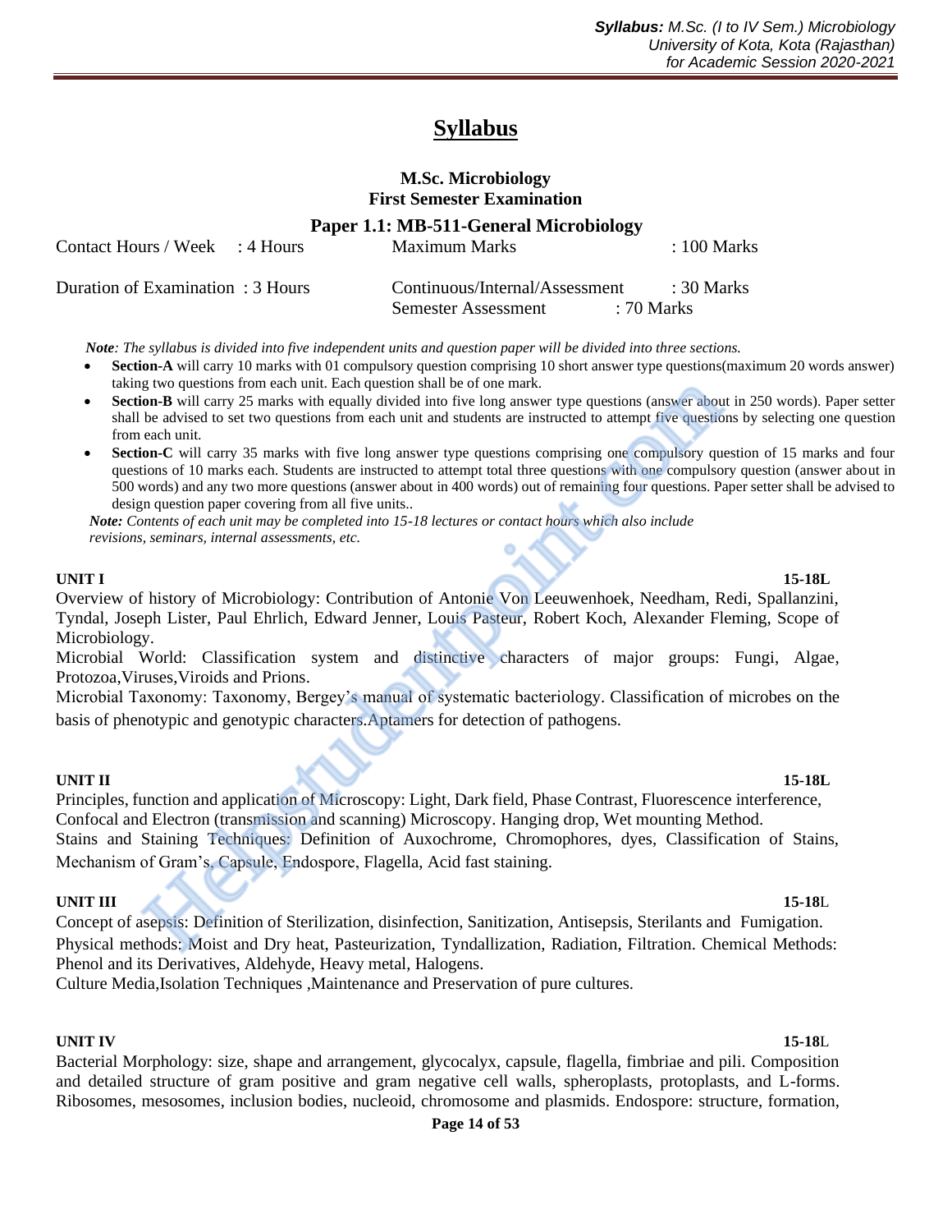# Syllabus

## M.Sc. Microbiology
## First Semester Examination

### Paper 1.1: MB-511-General Microbiology

| | | | |
|---|---|---|---|
| Contact Hours / Week | : 4 Hours | Maximum Marks | : 100 Marks |
| Duration of Examination | : 3 Hours | Continuous/Internal/Assessment | : 30 Marks |
| | | Semester Assessment | : 70 Marks |

***Note**: The syllabus is divided into five independent units and question paper will be divided into three sections.*

- **Section-A** will carry 10 marks with 01 compulsory question comprising 10 short answer type questions(maximum 20 words answer) taking two questions from each unit. Each question shall be of one mark.
- **Section-B** will carry 25 marks with equally divided into five long answer type questions (answer about in 250 words). Paper setter shall be advised to set two questions from each unit and students are instructed to attempt five questions by selecting one question from each unit.
- **Section-C** will carry 35 marks with five long answer type questions comprising one compulsory question of 15 marks and four questions of 10 marks each. Students are instructed to attempt total three questions with one compulsory question (answer about in 500 words) and any two more questions (answer about in 400 words) out of remaining four questions. Paper setter shall be advised to design question paper covering from all five units..

***Note:** Contents of each unit may be completed into 15-18 lectures or contact hours which also include revisions, seminars, internal assessments, etc.*

**UNIT I** **15-18L**

Overview of history of Microbiology: Contribution of Antonie Von Leeuwenhoek, Needham, Redi, Spallanzini, Tyndal, Joseph Lister, Paul Ehrlich, Edward Jenner, Louis Pasteur, Robert Koch, Alexander Fleming, Scope of Microbiology.

Microbial World: Classification system and distinctive characters of major groups: Fungi, Algae, Protozoa,Viruses,Viroids and Prions.

Microbial Taxonomy: Taxonomy, Bergey's manual of systematic bacteriology. Classification of microbes on the basis of phenotypic and genotypic characters.Aptamers for detection of pathogens.

**UNIT II** **15-18L**

Principles, function and application of Microscopy: Light, Dark field, Phase Contrast, Fluorescence interference, Confocal and Electron (transmission and scanning) Microscopy. Hanging drop, Wet mounting Method.

Stains and Staining Techniques: Definition of Auxochrome, Chromophores, dyes, Classification of Stains, Mechanism of Gram's, Capsule, Endospore, Flagella, Acid fast staining.

**UNIT III** **15-18L**

Concept of asepsis: Definition of Sterilization, disinfection, Sanitization, Antisepsis, Sterilants and Fumigation. Physical methods: Moist and Dry heat, Pasteurization, Tyndallization, Radiation, Filtration. Chemical Methods: Phenol and its Derivatives, Aldehyde, Heavy metal, Halogens.

Culture Media,Isolation Techniques ,Maintenance and Preservation of pure cultures.

**UNIT IV** **15-18L**

Bacterial Morphology: size, shape and arrangement, glycocalyx, capsule, flagella, fimbriae and pili. Composition and detailed structure of gram positive and gram negative cell walls, spheroplasts, protoplasts, and L-forms. Ribosomes, mesosomes, inclusion bodies, nucleoid, chromosome and plasmids. Endospore: structure, formation,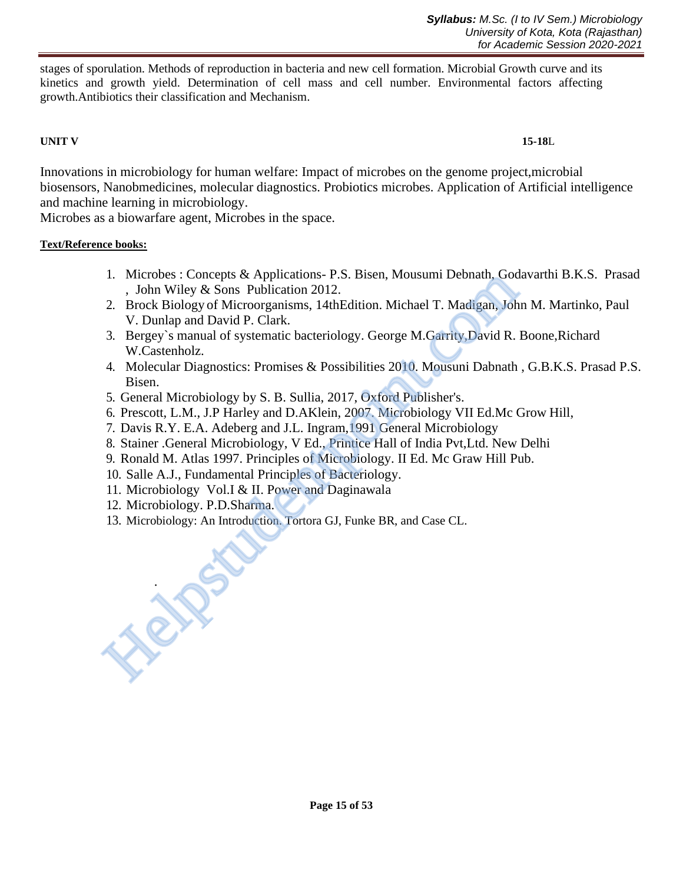stages of sporulation. Methods of reproduction in bacteria and new cell formation. Microbial Growth curve and its kinetics and growth yield. Determination of cell mass and cell number. Environmental factors affecting growth.Antibiotics their classification and Mechanism.

**UNIT V** **15-18**L

Innovations in microbiology for human welfare: Impact of microbes on the genome project,microbial biosensors, Nanobmedicines, molecular diagnostics. Probiotics microbes. Application of Artificial intelligence and machine learning in microbiology.
Microbes as a biowarfare agent, Microbes in the space.

**Text/Reference books:**

1. Microbes : Concepts & Applications- P.S. Bisen, Mousumi Debnath, Godavarthi B.K.S. Prasad , John Wiley & Sons Publication 2012.
2. Brock Biology of Microorganisms, 14thEdition. Michael T. Madigan, John M. Martinko, Paul V. Dunlap and David P. Clark.
3. Bergey`s manual of systematic bacteriology. George M.Garrity,David R. Boone,Richard W.Castenholz.
4. Molecular Diagnostics: Promises & Possibilities 2010. Mousuni Dabnath , G.B.K.S. Prasad P.S. Bisen.
5. General Microbiology by S. B. Sullia, 2017, Oxford Publisher's.
6. Prescott, L.M., J.P Harley and D.AKlein, 2007. Microbiology VII Ed.Mc Grow Hill,
7. Davis R.Y. E.A. Adeberg and J.L. Ingram,1991 General Microbiology
8. Stainer .General Microbiology, V Ed., Printice Hall of India Pvt,Ltd. New Delhi
9. Ronald M. Atlas 1997. Principles of Microbiology. II Ed. Mc Graw Hill Pub.
10. Salle A.J., Fundamental Principles of Bacteriology.
11. Microbiology Vol.I & II. Power and Daginawala
12. Microbiology. P.D.Sharma.
13. Microbiology: An Introduction. Tortora GJ, Funke BR, and Case CL.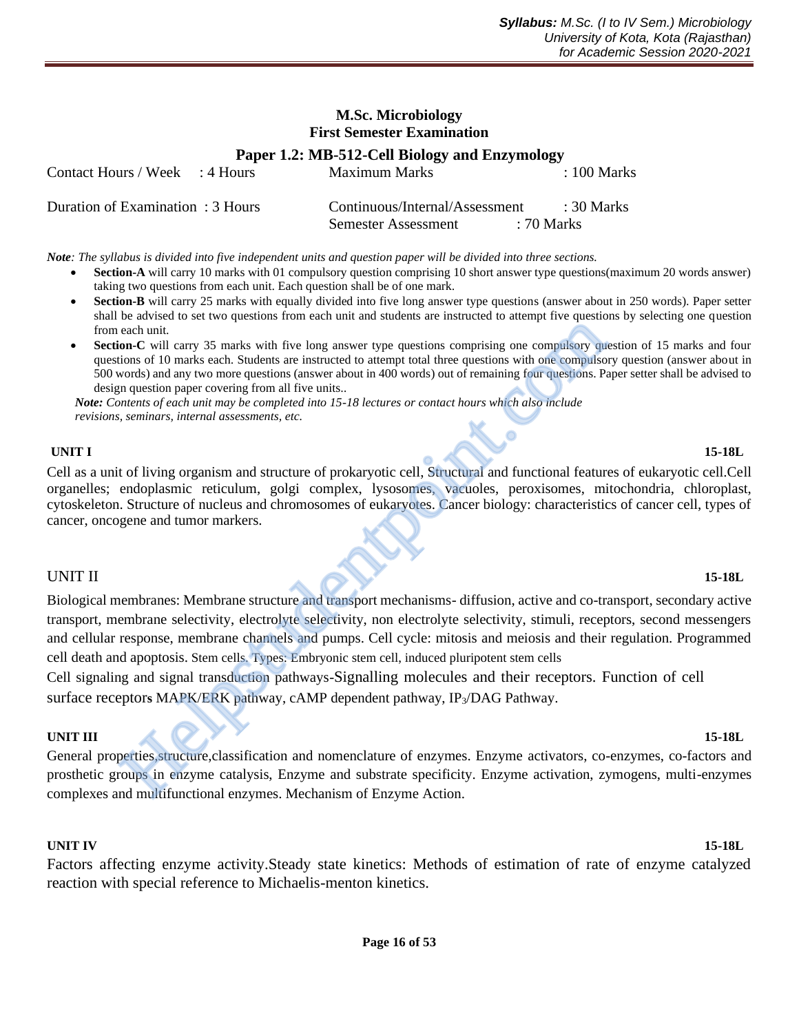## M.Sc. Microbiology
## First Semester Examination

### Paper 1.2: MB-512-Cell Biology and Enzymology

| | | | |
|---|---|---|---|
| Contact Hours / Week | : 4 Hours | Maximum Marks | : 100 Marks |
| Duration of Examination | : 3 Hours | Continuous/Internal/Assessment | : 30 Marks |
| | | Semester Assessment | : 70 Marks |

***Note**: The syllabus is divided into five independent units and question paper will be divided into three sections.*

- **Section-A** will carry 10 marks with 01 compulsory question comprising 10 short answer type questions(maximum 20 words answer) taking two questions from each unit. Each question shall be of one mark.
- **Section-B** will carry 25 marks with equally divided into five long answer type questions (answer about in 250 words). Paper setter shall be advised to set two questions from each unit and students are instructed to attempt five questions by selecting one question from each unit.
- **Section-C** will carry 35 marks with five long answer type questions comprising one compulsory question of 15 marks and four questions of 10 marks each. Students are instructed to attempt total three questions with one compulsory question (answer about in 500 words) and any two more questions (answer about in 400 words) out of remaining four questions. Paper setter shall be advised to design question paper covering from all five units..

***Note:** Contents of each unit may be completed into 15-18 lectures or contact hours which also include revisions, seminars, internal assessments, etc.*

**UNIT I** **15-18L**

Cell as a unit of living organism and structure of prokaryotic cell, Structural and functional features of eukaryotic cell.Cell organelles; endoplasmic reticulum, golgi complex, lysosomes, vacuoles, peroxisomes, mitochondria, chloroplast, cytoskeleton. Structure of nucleus and chromosomes of eukaryotes. Cancer biology: characteristics of cancer cell, types of cancer, oncogene and tumor markers.

UNIT II **15-18L**

Biological membranes: Membrane structure and transport mechanisms- diffusion, active and co-transport, secondary active transport, membrane selectivity, electrolyte selectivity, non electrolyte selectivity, stimuli, receptors, second messengers and cellular response, membrane channels and pumps. Cell cycle: mitosis and meiosis and their regulation. Programmed cell death and apoptosis. Stem cells. Types: Embryonic stem cell, induced pluripotent stem cells

Cell signaling and signal transduction pathways-Signalling molecules and their receptors. Function of cell surface receptors MAPK/ERK pathway, cAMP dependent pathway, $IP_3$/DAG Pathway.

**UNIT III** **15-18L**

General properties,structure,classification and nomenclature of enzymes. Enzyme activators, co-enzymes, co-factors and prosthetic groups in enzyme catalysis, Enzyme and substrate specificity. Enzyme activation, zymogens, multi-enzymes complexes and multifunctional enzymes. Mechanism of Enzyme Action.

**UNIT IV** **15-18L**

Factors affecting enzyme activity.Steady state kinetics: Methods of estimation of rate of enzyme catalyzed reaction with special reference to Michaelis-menton kinetics.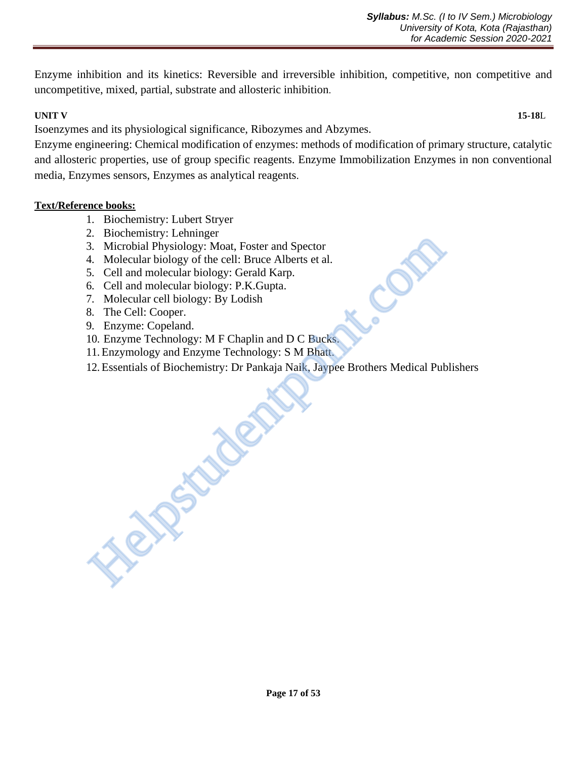Enzyme inhibition and its kinetics: Reversible and irreversible inhibition, competitive, non competitive and uncompetitive, mixed, partial, substrate and allosteric inhibition.

**UNIT V** **15-18**L

Isoenzymes and its physiological significance, Ribozymes and Abzymes.

Enzyme engineering: Chemical modification of enzymes: methods of modification of primary structure, catalytic and allosteric properties, use of group specific reagents. Enzyme Immobilization Enzymes in non conventional media, Enzymes sensors, Enzymes as analytical reagents.

**Text/Reference books:**

1. Biochemistry: Lubert Stryer
2. Biochemistry: Lehninger
3. Microbial Physiology: Moat, Foster and Spector
4. Molecular biology of the cell: Bruce Alberts et al.
5. Cell and molecular biology: Gerald Karp.
6. Cell and molecular biology: P.K.Gupta.
7. Molecular cell biology: By Lodish
8. The Cell: Cooper.
9. Enzyme: Copeland.
10. Enzyme Technology: M F Chaplin and D C Bucks.
11. Enzymology and Enzyme Technology: S M Bhatt.
12. Essentials of Biochemistry: Dr Pankaja Naik, Jaypee Brothers Medical Publishers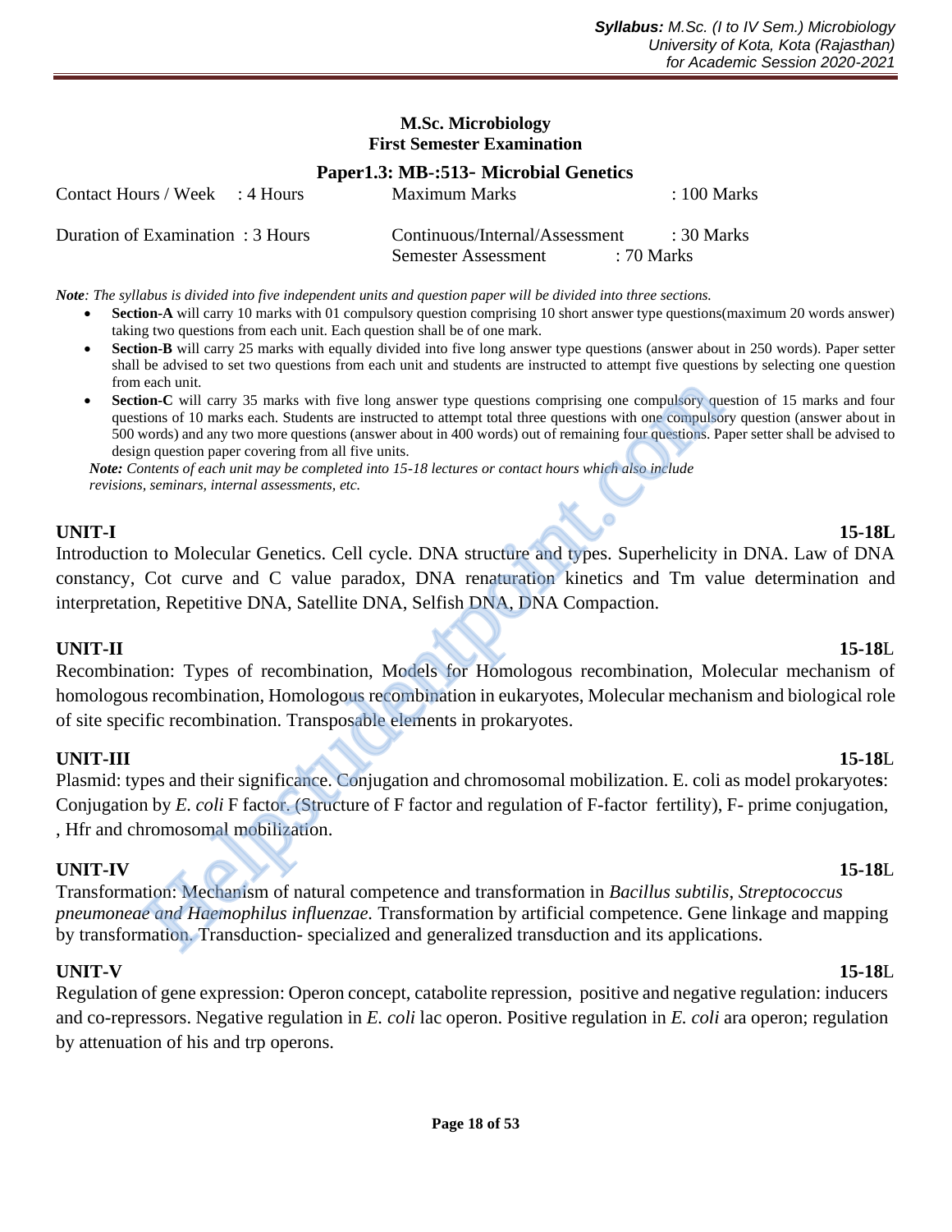**M.Sc. Microbiology**
**First Semester Examination**

## Paper1.3: MB-:513- Microbial Genetics

| | | | |
|---|---|---|---|
| Contact Hours / Week | : 4 Hours | Maximum Marks | : 100 Marks |
| Duration of Examination | : 3 Hours | Continuous/Internal/Assessment | : 30 Marks |
| | | Semester Assessment | : 70 Marks |

***Note**: The syllabus is divided into five independent units and question paper will be divided into three sections.*

- **Section-A** will carry 10 marks with 01 compulsory question comprising 10 short answer type questions(maximum 20 words answer) taking two questions from each unit. Each question shall be of one mark.
- **Section-B** will carry 25 marks with equally divided into five long answer type questions (answer about in 250 words). Paper setter shall be advised to set two questions from each unit and students are instructed to attempt five questions by selecting one question from each unit.
- **Section-C** will carry 35 marks with five long answer type questions comprising one compulsory question of 15 marks and four questions of 10 marks each. Students are instructed to attempt total three questions with one compulsory question (answer about in 500 words) and any two more questions (answer about in 400 words) out of remaining four questions. Paper setter shall be advised to design question paper covering from all five units.

***Note:** Contents of each unit may be completed into 15-18 lectures or contact hours which also include revisions, seminars, internal assessments, etc.*

### UNIT-I — 15-18L

Introduction to Molecular Genetics. Cell cycle. DNA structure and types. Superhelicity in DNA. Law of DNA constancy, Cot curve and C value paradox, DNA renaturation kinetics and Tm value determination and interpretation, Repetitive DNA, Satellite DNA, Selfish DNA, DNA Compaction.

### UNIT-II — 15-18L

Recombination: Types of recombination, Models for Homologous recombination, Molecular mechanism of homologous recombination, Homologous recombination in eukaryotes, Molecular mechanism and biological role of site specific recombination. Transposable elements in prokaryotes.

### UNIT-III — 15-18L

Plasmid: types and their significance. Conjugation and chromosomal mobilization. E. coli as model prokaryote**s**: Conjugation by *E. coli* F factor. (Structure of F factor and regulation of F-factor fertility), F- prime conjugation, , Hfr and chromosomal mobilization.

### UNIT-IV — 15-18L

Transformation: Mechanism of natural competence and transformation in *Bacillus subtilis*, *Streptococcus pneumoneae and Haemophilus influenzae.* Transformation by artificial competence. Gene linkage and mapping by transformation. Transduction- specialized and generalized transduction and its applications.

### UNIT-V — 15-18L

Regulation of gene expression: Operon concept, catabolite repression, positive and negative regulation: inducers and co-repressors. Negative regulation in *E. coli* lac operon. Positive regulation in *E. coli* ara operon; regulation by attenuation of his and trp operons.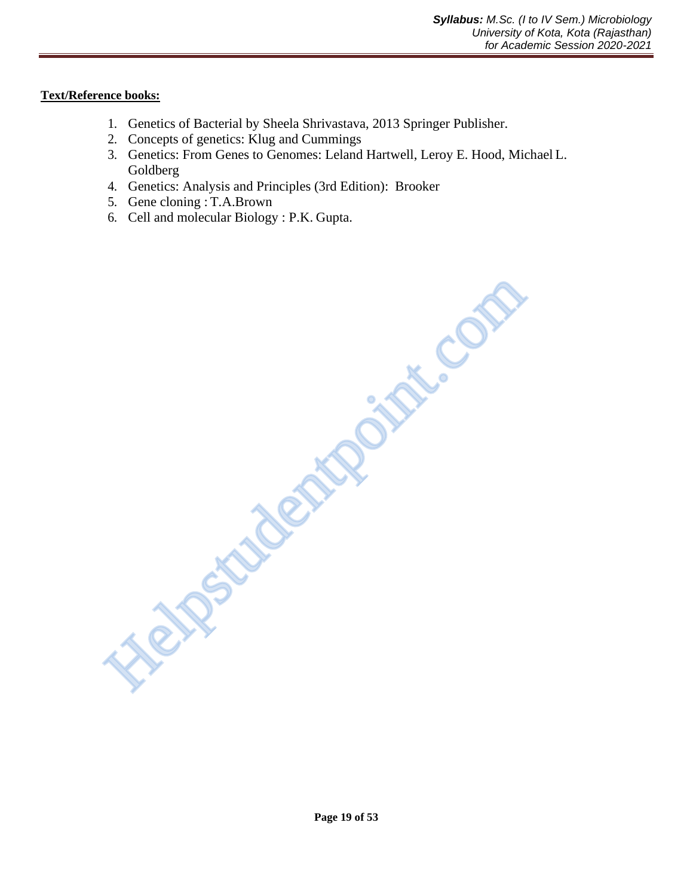**Text/Reference books:**

1. Genetics of Bacterial by Sheela Shrivastava, 2013 Springer Publisher.
2. Concepts of genetics: Klug and Cummings
3. Genetics: From Genes to Genomes: Leland Hartwell, Leroy E. Hood, Michael L. Goldberg
4. Genetics: Analysis and Principles (3rd Edition): Brooker
5. Gene cloning : T.A.Brown
6. Cell and molecular Biology : P.K. Gupta.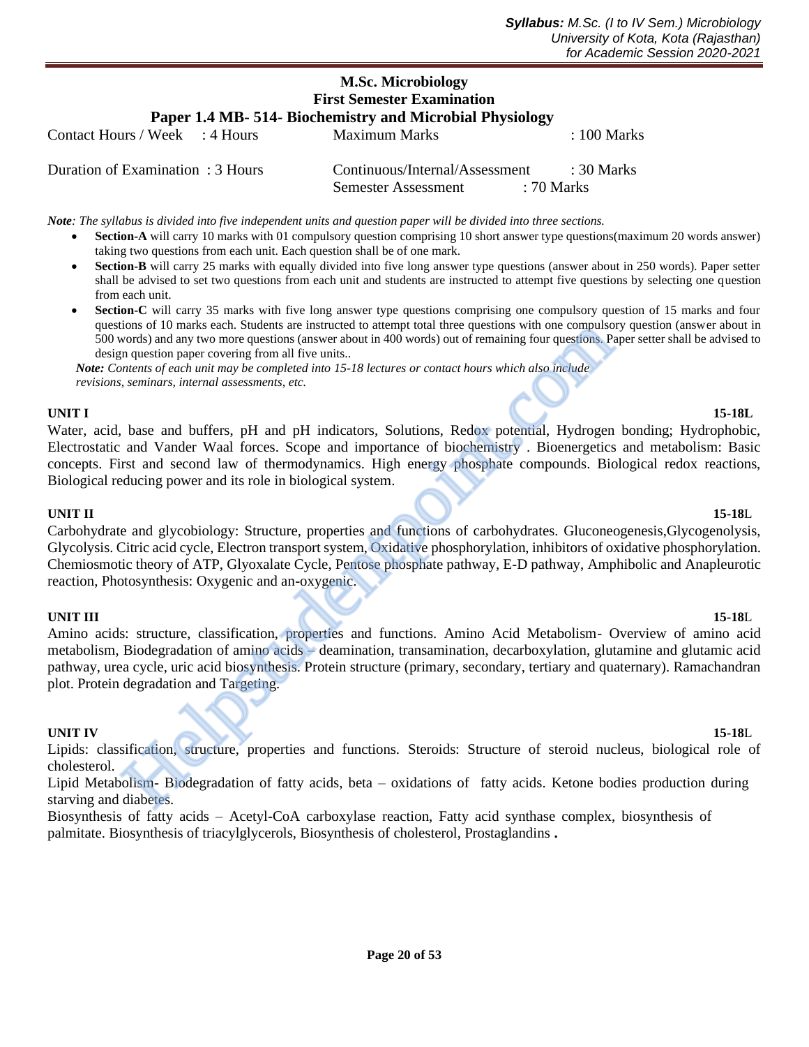# M.Sc. Microbiology
## First Semester Examination
## Paper 1.4 MB- 514- Biochemistry and Microbial Physiology

| | | | |
|---|---|---|---|
| Contact Hours / Week | : 4 Hours | Maximum Marks | : 100 Marks |
| Duration of Examination | : 3 Hours | Continuous/Internal/Assessment | : 30 Marks |
| | | Semester Assessment | : 70 Marks |

***Note**: The syllabus is divided into five independent units and question paper will be divided into three sections.*

- **Section-A** will carry 10 marks with 01 compulsory question comprising 10 short answer type questions(maximum 20 words answer) taking two questions from each unit. Each question shall be of one mark.
- **Section-B** will carry 25 marks with equally divided into five long answer type questions (answer about in 250 words). Paper setter shall be advised to set two questions from each unit and students are instructed to attempt five questions by selecting one question from each unit.
- **Section-C** will carry 35 marks with five long answer type questions comprising one compulsory question of 15 marks and four questions of 10 marks each. Students are instructed to attempt total three questions with one compulsory question (answer about in 500 words) and any two more questions (answer about in 400 words) out of remaining four questions. Paper setter shall be advised to design question paper covering from all five units..

***Note:** Contents of each unit may be completed into 15-18 lectures or contact hours which also include revisions, seminars, internal assessments, etc.*

**UNIT I** **15-18L**

Water, acid, base and buffers, pH and pH indicators, Solutions, Redox potential, Hydrogen bonding; Hydrophobic, Electrostatic and Vander Waal forces. Scope and importance of biochemistry . Bioenergetics and metabolism: Basic concepts. First and second law of thermodynamics. High energy phosphate compounds. Biological redox reactions, Biological reducing power and its role in biological system.

**UNIT II** **15-18L**

Carbohydrate and glycobiology: Structure, properties and functions of carbohydrates. Gluconeogenesis,Glycogenolysis, Glycolysis. Citric acid cycle, Electron transport system, Oxidative phosphorylation, inhibitors of oxidative phosphorylation. Chemiosmotic theory of ATP, Glyoxalate Cycle, Pentose phosphate pathway, E-D pathway, Amphibolic and Anapleurotic reaction, Photosynthesis: Oxygenic and an-oxygenic.

**UNIT III** **15-18L**

Amino acids: structure, classification, properties and functions. Amino Acid Metabolism- Overview of amino acid metabolism, Biodegradation of amino acids – deamination, transamination, decarboxylation, glutamine and glutamic acid pathway, urea cycle, uric acid biosynthesis. Protein structure (primary, secondary, tertiary and quaternary). Ramachandran plot. Protein degradation and Targeting.

**UNIT IV** **15-18L**

Lipids: classification, structure, properties and functions. Steroids: Structure of steroid nucleus, biological role of cholesterol.

Lipid Metabolism- Biodegradation of fatty acids, beta – oxidations of fatty acids. Ketone bodies production during starving and diabetes.

Biosynthesis of fatty acids – Acetyl-CoA carboxylase reaction, Fatty acid synthase complex, biosynthesis of palmitate. Biosynthesis of triacylglycerols, Biosynthesis of cholesterol, Prostaglandins **.**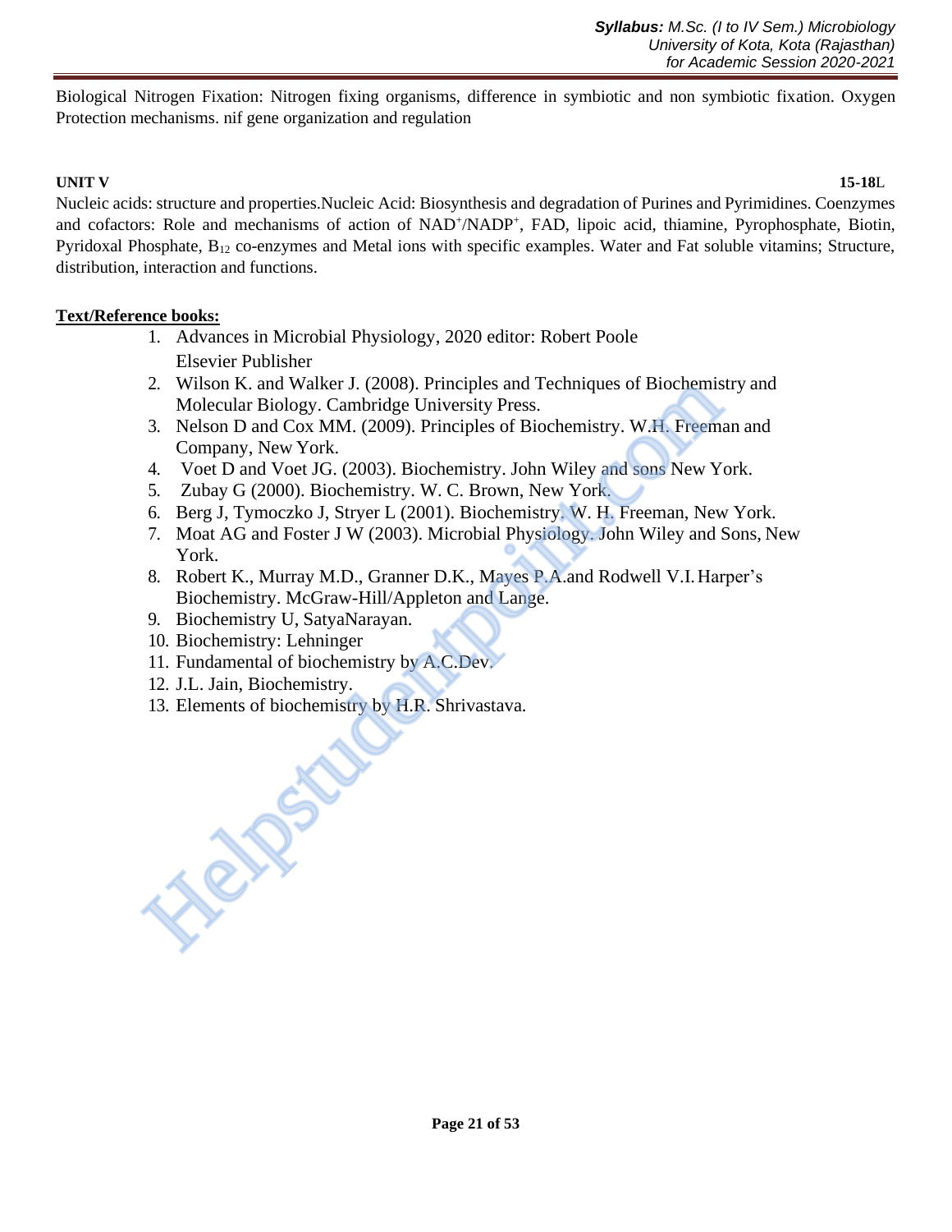Biological Nitrogen Fixation: Nitrogen fixing organisms, difference in symbiotic and non symbiotic fixation. Oxygen Protection mechanisms. nif gene organization and regulation

**UNIT V** **15-18**L

Nucleic acids: structure and properties.Nucleic Acid: Biosynthesis and degradation of Purines and Pyrimidines. Coenzymes and cofactors: Role and mechanisms of action of $NAD^+$/$NADP^+$, FAD, lipoic acid, thiamine, Pyrophosphate, Biotin, Pyridoxal Phosphate, $B_{12}$ co-enzymes and Metal ions with specific examples. Water and Fat soluble vitamins; Structure, distribution, interaction and functions.

**Text/Reference books:**

1. Advances in Microbial Physiology, 2020 editor: Robert Poole
   Elsevier Publisher
2. Wilson K. and Walker J. (2008). Principles and Techniques of Biochemistry and Molecular Biology. Cambridge University Press.
3. Nelson D and Cox MM. (2009). Principles of Biochemistry. W.H. Freeman and Company, New York.
4. Voet D and Voet JG. (2003). Biochemistry. John Wiley and sons New York.
5. Zubay G (2000). Biochemistry. W. C. Brown, New York.
6. Berg J, Tymoczko J, Stryer L (2001). Biochemistry. W. H. Freeman, New York.
7. Moat AG and Foster J W (2003). Microbial Physiology. John Wiley and Sons, New York.
8. Robert K., Murray M.D., Granner D.K., Mayes P.A.and Rodwell V.I. Harper's Biochemistry. McGraw-Hill/Appleton and Lange.
9. Biochemistry U, SatyaNarayan.
10. Biochemistry: Lehninger
11. Fundamental of biochemistry by A.C.Dev.
12. J.L. Jain, Biochemistry.
13. Elements of biochemistry by H.R. Shrivastava.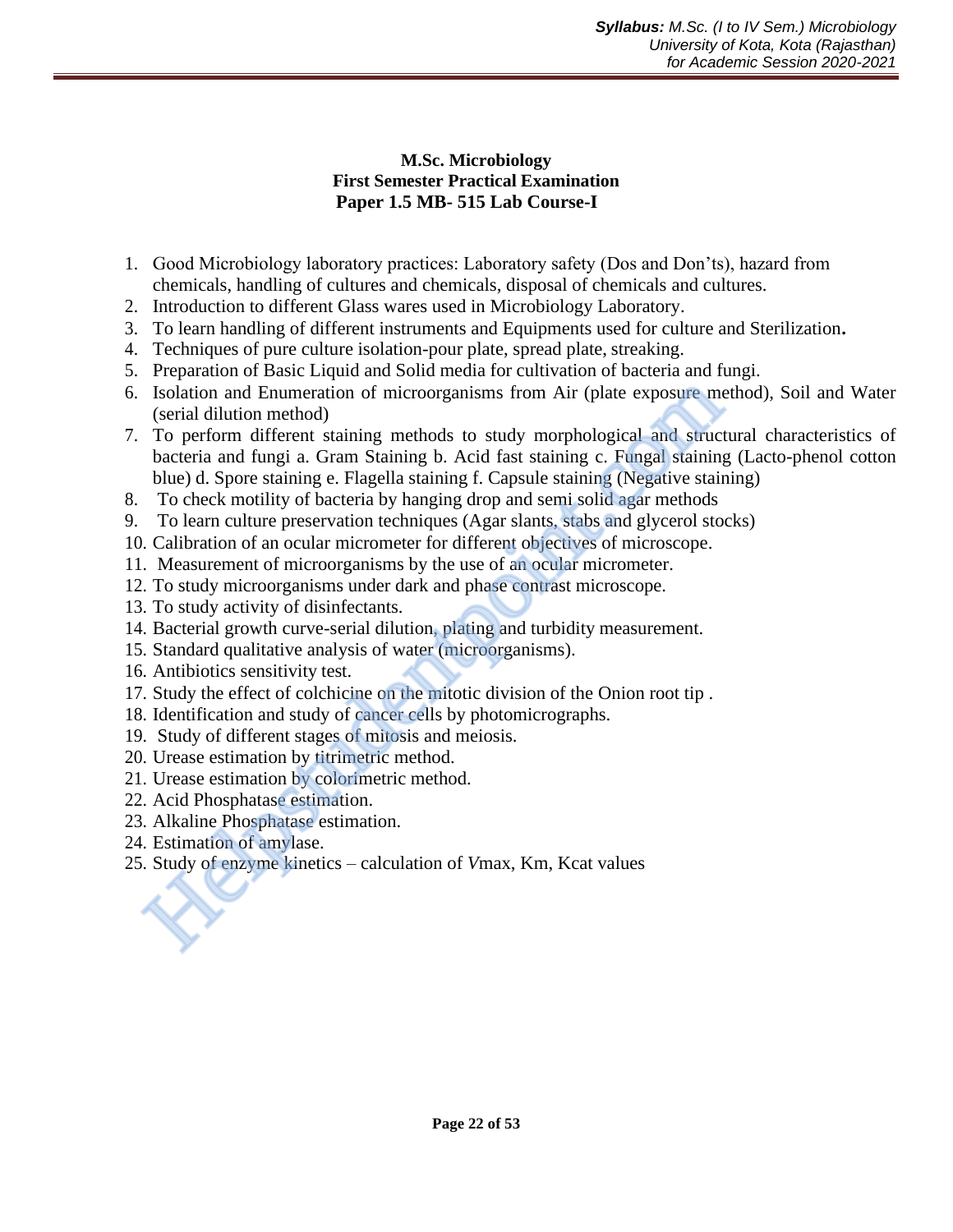**M.Sc. Microbiology**
**First Semester Practical Examination**
**Paper 1.5 MB- 515 Lab Course-I**

1. Good Microbiology laboratory practices: Laboratory safety (Dos and Don'ts), hazard from chemicals, handling of cultures and chemicals, disposal of chemicals and cultures.
2. Introduction to different Glass wares used in Microbiology Laboratory.
3. To learn handling of different instruments and Equipments used for culture and Sterilization**.**
4. Techniques of pure culture isolation-pour plate, spread plate, streaking.
5. Preparation of Basic Liquid and Solid media for cultivation of bacteria and fungi.
6. Isolation and Enumeration of microorganisms from Air (plate exposure method), Soil and Water (serial dilution method)
7. To perform different staining methods to study morphological and structural characteristics of bacteria and fungi a. Gram Staining b. Acid fast staining c. Fungal staining (Lacto-phenol cotton blue) d. Spore staining e. Flagella staining f. Capsule staining (Negative staining)
8. To check motility of bacteria by hanging drop and semi solid agar methods
9. To learn culture preservation techniques (Agar slants, stabs and glycerol stocks)
10. Calibration of an ocular micrometer for different objectives of microscope.
11. Measurement of microorganisms by the use of an ocular micrometer.
12. To study microorganisms under dark and phase contrast microscope.
13. To study activity of disinfectants.
14. Bacterial growth curve-serial dilution, plating and turbidity measurement.
15. Standard qualitative analysis of water (microorganisms).
16. Antibiotics sensitivity test.
17. Study the effect of colchicine on the mitotic division of the Onion root tip .
18. Identification and study of cancer cells by photomicrographs.
19. Study of different stages of mitosis and meiosis.
20. Urease estimation by titrimetric method.
21. Urease estimation by colorimetric method.
22. Acid Phosphatase estimation.
23. Alkaline Phosphatase estimation.
24. Estimation of amylase.
25. Study of enzyme kinetics – calculation of *V*max, Km, Kcat values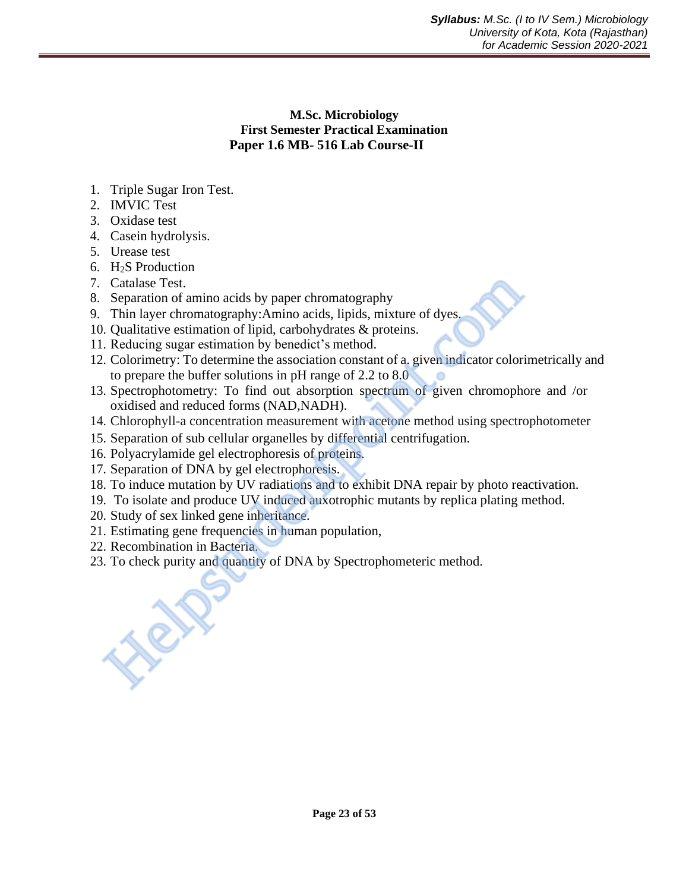**M.Sc. Microbiology**
**First Semester Practical Examination**
**Paper 1.6 MB- 516 Lab Course-II**

1. Triple Sugar Iron Test.
2. IMVIC Test
3. Oxidase test
4. Casein hydrolysis.
5. Urease test
6. $H_2S$ Production
7. Catalase Test.
8. Separation of amino acids by paper chromatography
9. Thin layer chromatography:Amino acids, lipids, mixture of dyes.
10. Qualitative estimation of lipid, carbohydrates & proteins.
11. Reducing sugar estimation by benedict's method.
12. Colorimetry: To determine the association constant of a. given indicator colorimetrically and to prepare the buffer solutions in pH range of 2.2 to 8.0
13. Spectrophotometry: To find out absorption spectrum of given chromophore and /or oxidised and reduced forms (NAD,NADH).
14. Chlorophyll-a concentration measurement with acetone method using spectrophotometer
15. Separation of sub cellular organelles by differential centrifugation.
16. Polyacrylamide gel electrophoresis of proteins.
17. Separation of DNA by gel electrophoresis.
18. To induce mutation by UV radiations and to exhibit DNA repair by photo reactivation.
19. To isolate and produce UV induced auxotrophic mutants by replica plating method.
20. Study of sex linked gene inheritance.
21. Estimating gene frequencies in human population,
22. Recombination in Bacteria.
23. To check purity and quantity of DNA by Spectrophometeric method.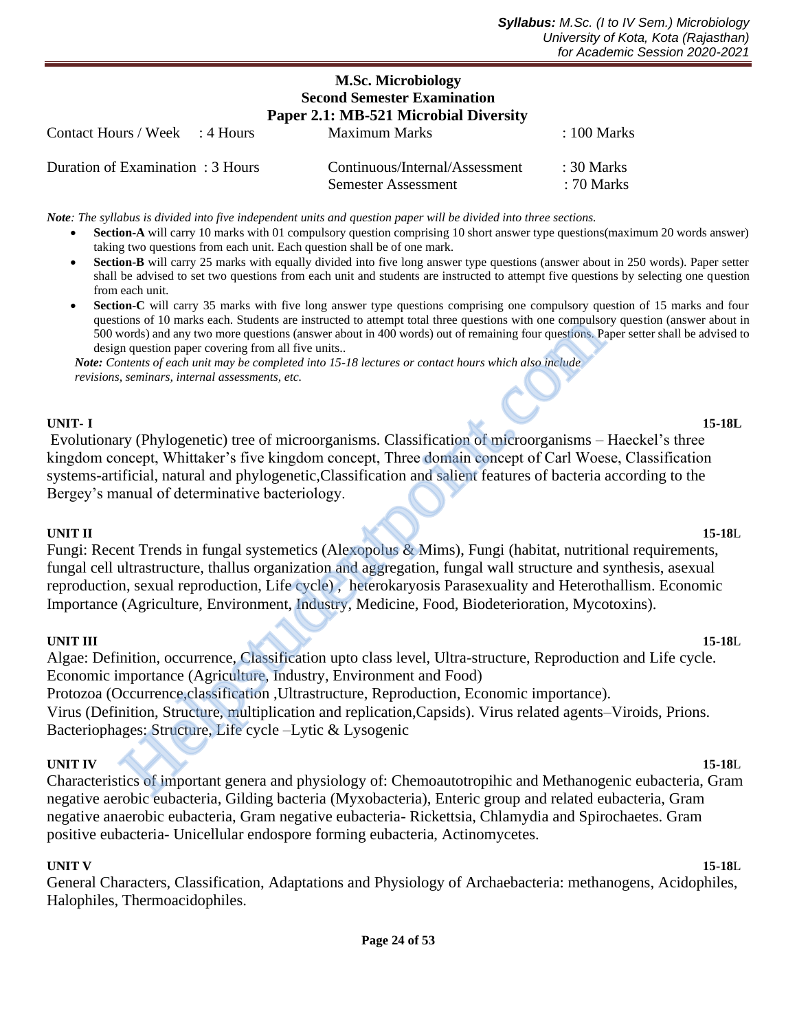# M.Sc. Microbiology
## Second Semester Examination
## Paper 2.1: MB-521 Microbial Diversity

| | | | |
|---|---|---|---|
| Contact Hours / Week | : 4 Hours | Maximum Marks | : 100 Marks |
| Duration of Examination | : 3 Hours | Continuous/Internal/Assessment | : 30 Marks |
| | | Semester Assessment | : 70 Marks |

***Note**: The syllabus is divided into five independent units and question paper will be divided into three sections.*

- **Section-A** will carry 10 marks with 01 compulsory question comprising 10 short answer type questions(maximum 20 words answer) taking two questions from each unit. Each question shall be of one mark.
- **Section-B** will carry 25 marks with equally divided into five long answer type questions (answer about in 250 words). Paper setter shall be advised to set two questions from each unit and students are instructed to attempt five questions by selecting one question from each unit.
- **Section-C** will carry 35 marks with five long answer type questions comprising one compulsory question of 15 marks and four questions of 10 marks each. Students are instructed to attempt total three questions with one compulsory question (answer about in 500 words) and any two more questions (answer about in 400 words) out of remaining four questions. Paper setter shall be advised to design question paper covering from all five units..

***Note:** Contents of each unit may be completed into 15-18 lectures or contact hours which also include revisions, seminars, internal assessments, etc.*

**UNIT- I** **15-18L**

Evolutionary (Phylogenetic) tree of microorganisms. Classification of microorganisms – Haeckel's three kingdom concept, Whittaker's five kingdom concept, Three domain concept of Carl Woese, Classification systems-artificial, natural and phylogenetic,Classification and salient features of bacteria according to the Bergey's manual of determinative bacteriology.

**UNIT II** **15-18L**

Fungi: Recent Trends in fungal systemetics (Alexopolus & Mims), Fungi (habitat, nutritional requirements, fungal cell ultrastructure, thallus organization and aggregation, fungal wall structure and synthesis, asexual reproduction, sexual reproduction, Life cycle) , heterokaryosis Parasexuality and Heterothallism. Economic Importance (Agriculture, Environment, Industry, Medicine, Food, Biodeterioration, Mycotoxins).

**UNIT III** **15-18L**

Algae: Definition, occurrence, Classification upto class level, Ultra-structure, Reproduction and Life cycle. Economic importance (Agriculture, Industry, Environment and Food)
Protozoa (Occurrence,classification ,Ultrastructure, Reproduction, Economic importance).
Virus (Definition, Structure, multiplication and replication,Capsids). Virus related agents–Viroids, Prions.
Bacteriophages: Structure, Life cycle –Lytic & Lysogenic

**UNIT IV** **15-18L**

Characteristics of important genera and physiology of: Chemoautotropihic and Methanogenic eubacteria, Gram negative aerobic eubacteria, Gilding bacteria (Myxobacteria), Enteric group and related eubacteria, Gram negative anaerobic eubacteria, Gram negative eubacteria- Rickettsia, Chlamydia and Spirochaetes. Gram positive eubacteria- Unicellular endospore forming eubacteria, Actinomycetes.

**UNIT V** **15-18L**

General Characters, Classification, Adaptations and Physiology of Archaebacteria: methanogens, Acidophiles, Halophiles, Thermoacidophiles.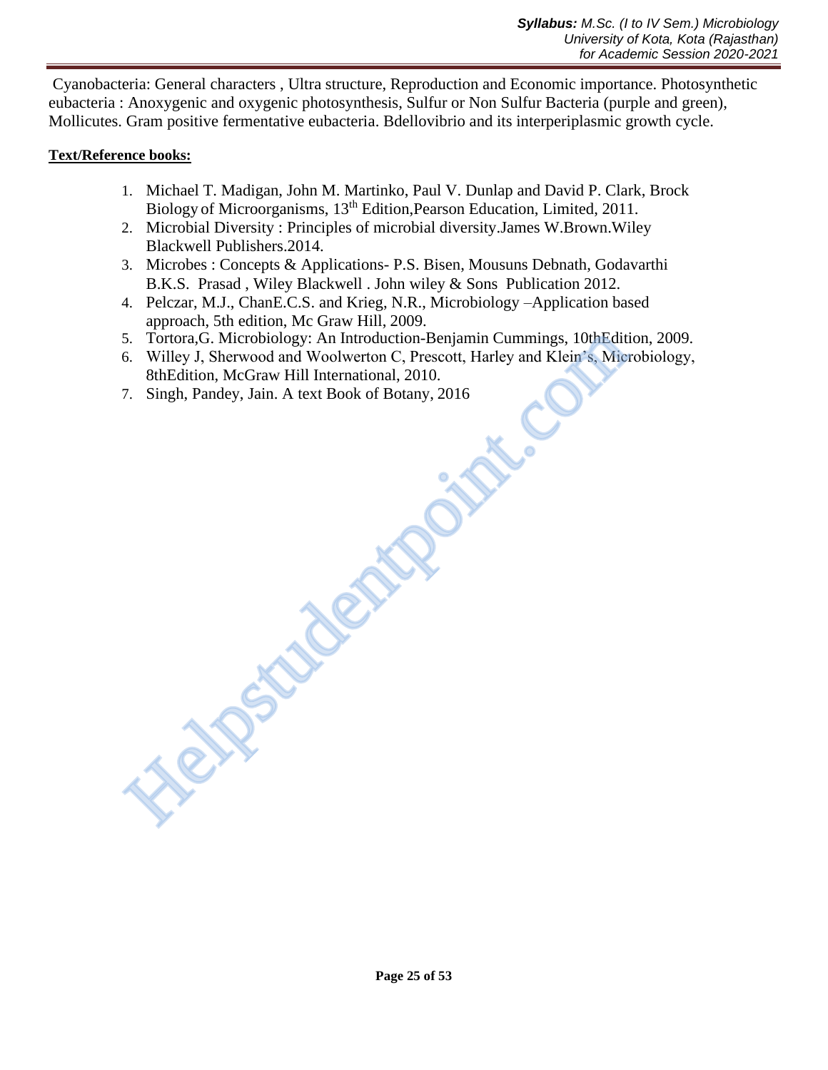Cyanobacteria: General characters , Ultra structure, Reproduction and Economic importance. Photosynthetic eubacteria : Anoxygenic and oxygenic photosynthesis, Sulfur or Non Sulfur Bacteria (purple and green), Mollicutes. Gram positive fermentative eubacteria. Bdellovibrio and its interperiplasmic growth cycle.

**Text/Reference books:**

1. Michael T. Madigan, John M. Martinko, Paul V. Dunlap and David P. Clark, Brock Biology of Microorganisms, 13th Edition,Pearson Education, Limited, 2011.
2. Microbial Diversity : Principles of microbial diversity.James W.Brown.Wiley Blackwell Publishers.2014.
3. Microbes : Concepts & Applications- P.S. Bisen, Mousuns Debnath, Godavarthi B.K.S. Prasad , Wiley Blackwell . John wiley & Sons Publication 2012.
4. Pelczar, M.J., ChanE.C.S. and Krieg, N.R., Microbiology –Application based approach, 5th edition, Mc Graw Hill, 2009.
5. Tortora,G. Microbiology: An Introduction-Benjamin Cummings, 10thEdition, 2009.
6. Willey J, Sherwood and Woolwerton C, Prescott, Harley and Klein's, Microbiology, 8thEdition, McGraw Hill International, 2010.
7. Singh, Pandey, Jain. A text Book of Botany, 2016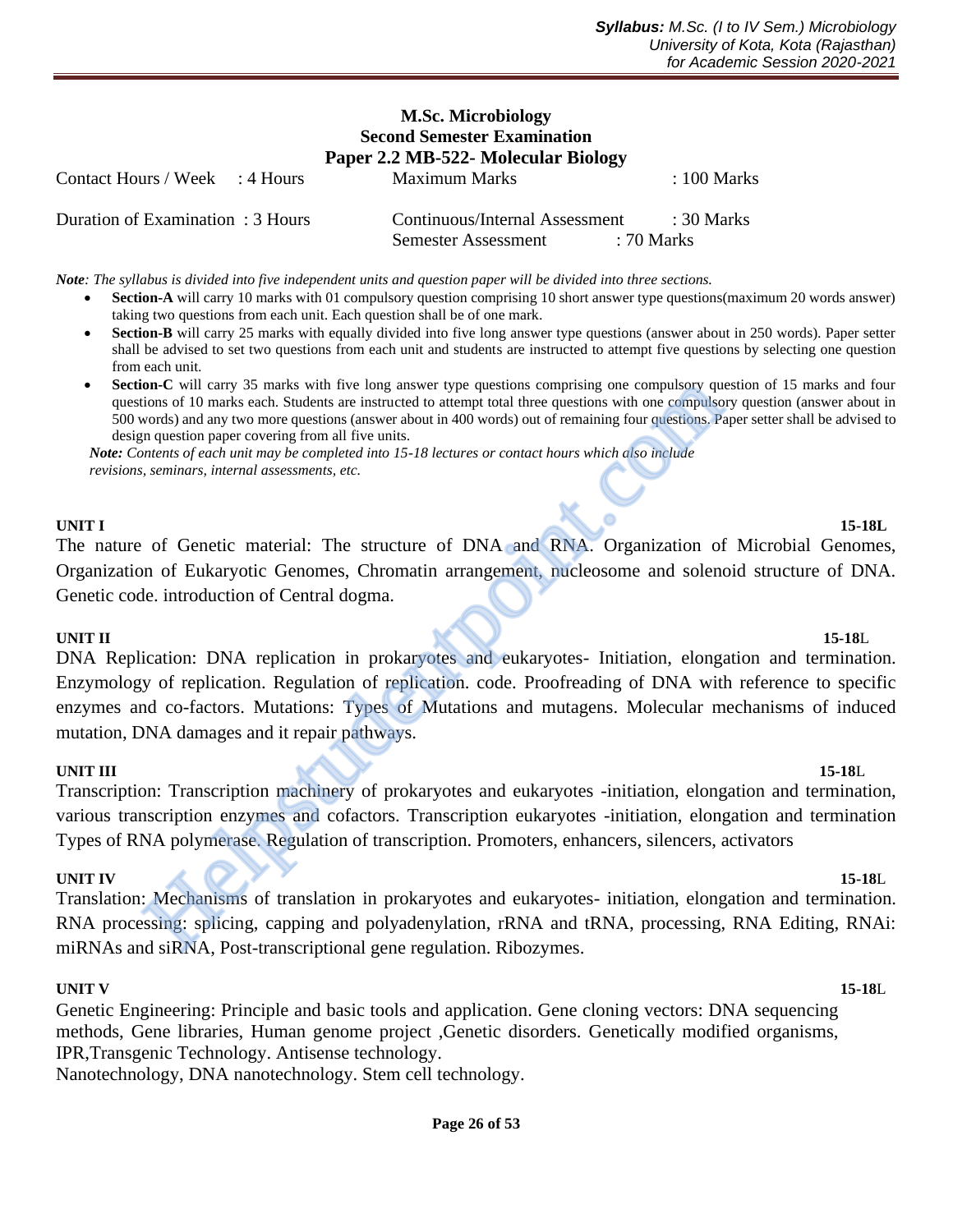# M.Sc. Microbiology
## Second Semester Examination
## Paper 2.2 MB-522- Molecular Biology

| | | | |
|---|---|---|---|
| Contact Hours / Week | : 4 Hours | Maximum Marks | : 100 Marks |
| Duration of Examination | : 3 Hours | Continuous/Internal Assessment | : 30 Marks |
| | | Semester Assessment | : 70 Marks |

***Note**: The syllabus is divided into five independent units and question paper will be divided into three sections.*

- **Section-A** will carry 10 marks with 01 compulsory question comprising 10 short answer type questions(maximum 20 words answer) taking two questions from each unit. Each question shall be of one mark.
- **Section-B** will carry 25 marks with equally divided into five long answer type questions (answer about in 250 words). Paper setter shall be advised to set two questions from each unit and students are instructed to attempt five questions by selecting one question from each unit.
- **Section-C** will carry 35 marks with five long answer type questions comprising one compulsory question of 15 marks and four questions of 10 marks each. Students are instructed to attempt total three questions with one compulsory question (answer about in 500 words) and any two more questions (answer about in 400 words) out of remaining four questions. Paper setter shall be advised to design question paper covering from all five units.

***Note:** Contents of each unit may be completed into 15-18 lectures or contact hours which also include revisions, seminars, internal assessments, etc.*

**UNIT I** **15-18L**

The nature of Genetic material: The structure of DNA and RNA. Organization of Microbial Genomes, Organization of Eukaryotic Genomes, Chromatin arrangement, nucleosome and solenoid structure of DNA. Genetic code. introduction of Central dogma.

**UNIT II** **15-18L**

DNA Replication: DNA replication in prokaryotes and eukaryotes- Initiation, elongation and termination. Enzymology of replication. Regulation of replication. code. Proofreading of DNA with reference to specific enzymes and co-factors. Mutations: Types of Mutations and mutagens. Molecular mechanisms of induced mutation, DNA damages and it repair pathways.

**UNIT III** **15-18L**

Transcription: Transcription machinery of prokaryotes and eukaryotes -initiation, elongation and termination, various transcription enzymes and cofactors. Transcription eukaryotes -initiation, elongation and termination Types of RNA polymerase. Regulation of transcription. Promoters, enhancers, silencers, activators

**UNIT IV** **15-18L**

Translation: Mechanisms of translation in prokaryotes and eukaryotes- initiation, elongation and termination. RNA processing: splicing, capping and polyadenylation, rRNA and tRNA, processing, RNA Editing, RNAi: miRNAs and siRNA, Post-transcriptional gene regulation. Ribozymes.

**UNIT V** **15-18L**

Genetic Engineering: Principle and basic tools and application. Gene cloning vectors: DNA sequencing methods, Gene libraries, Human genome project ,Genetic disorders. Genetically modified organisms, IPR,Transgenic Technology. Antisense technology.
Nanotechnology, DNA nanotechnology. Stem cell technology.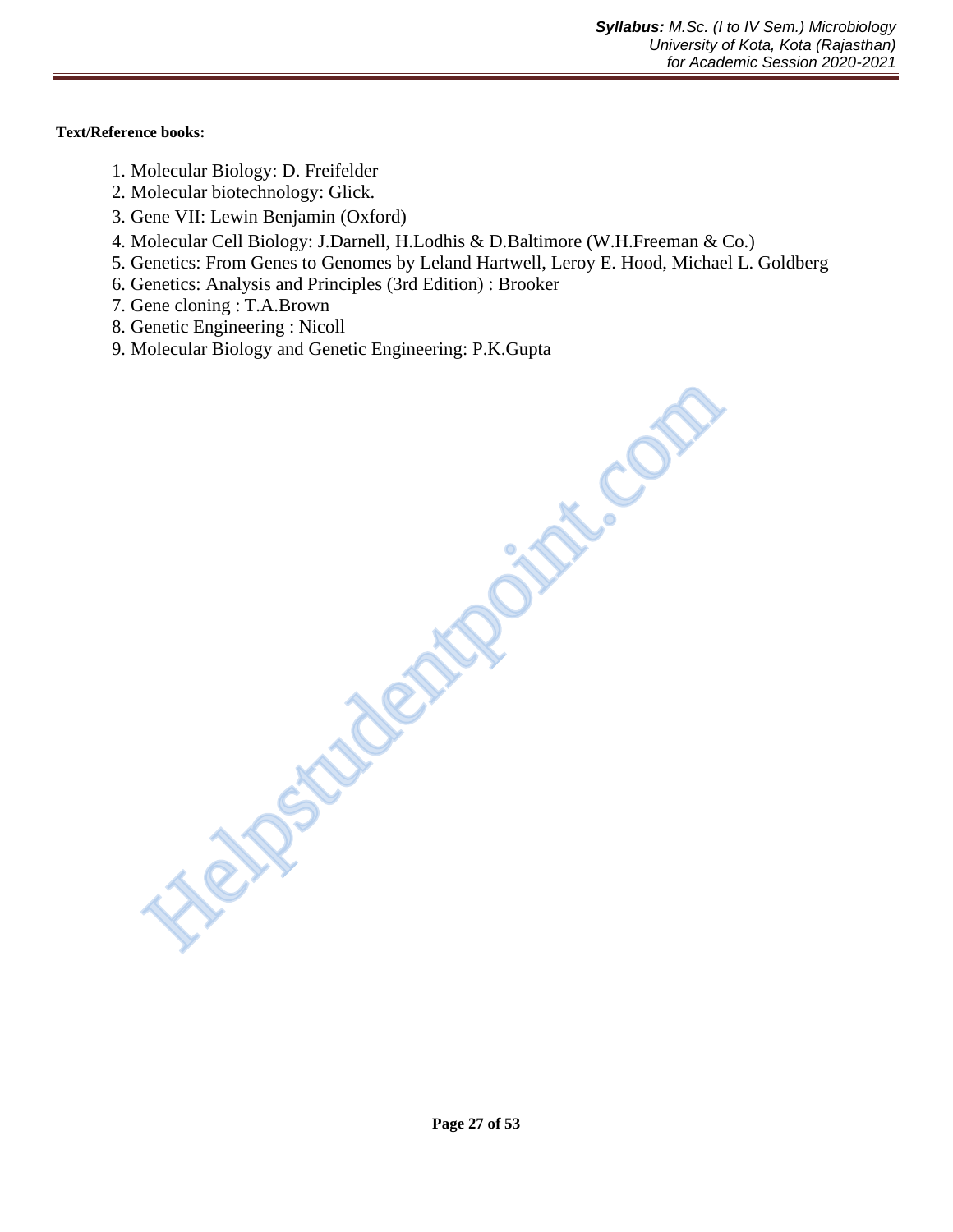**Text/Reference books:**

1. Molecular Biology: D. Freifelder
2. Molecular biotechnology: Glick.
3. Gene VII: Lewin Benjamin (Oxford)
4. Molecular Cell Biology: J.Darnell, H.Lodhis & D.Baltimore (W.H.Freeman & Co.)
5. Genetics: From Genes to Genomes by Leland Hartwell, Leroy E. Hood, Michael L. Goldberg
6. Genetics: Analysis and Principles (3rd Edition) : Brooker
7. Gene cloning : T.A.Brown
8. Genetic Engineering : Nicoll
9. Molecular Biology and Genetic Engineering: P.K.Gupta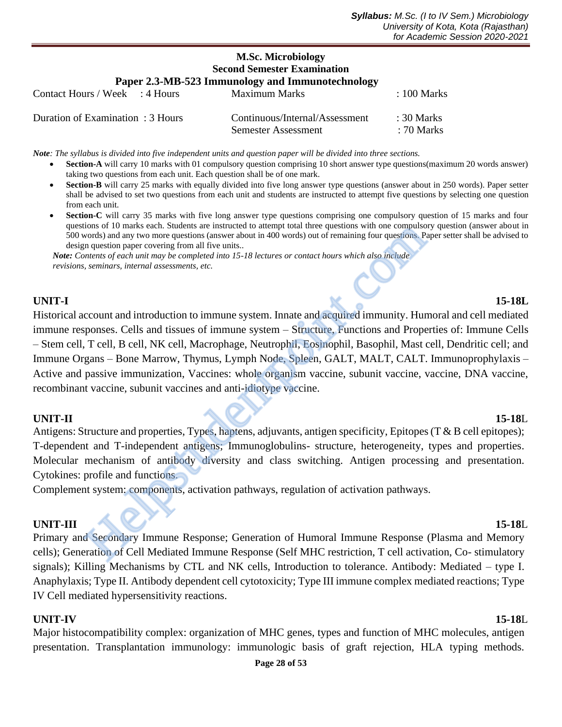**M.Sc. Microbiology**
**Second Semester Examination**
**Paper 2.3-MB-523 Immunology and Immunotechnology**

| Contact Hours / Week : 4 Hours | Maximum Marks | : 100 Marks |
| --- | --- | --- |
| Duration of Examination : 3 Hours | Continuous/Internal/Assessment | : 30 Marks |
| | Semester Assessment | : 70 Marks |

***Note**: The syllabus is divided into five independent units and question paper will be divided into three sections.*

- **Section-A** will carry 10 marks with 01 compulsory question comprising 10 short answer type questions(maximum 20 words answer) taking two questions from each unit. Each question shall be of one mark.
- **Section-B** will carry 25 marks with equally divided into five long answer type questions (answer about in 250 words). Paper setter shall be advised to set two questions from each unit and students are instructed to attempt five questions by selecting one question from each unit.
- **Section-C** will carry 35 marks with five long answer type questions comprising one compulsory question of 15 marks and four questions of 10 marks each. Students are instructed to attempt total three questions with one compulsory question (answer about in 500 words) and any two more questions (answer about in 400 words) out of remaining four questions. Paper setter shall be advised to design question paper covering from all five units..

***Note:** Contents of each unit may be completed into 15-18 lectures or contact hours which also include revisions, seminars, internal assessments, etc.*

**UNIT-I** **15-18L**

Historical account and introduction to immune system. Innate and acquired immunity. Humoral and cell mediated immune responses. Cells and tissues of immune system – Structure, Functions and Properties of: Immune Cells – Stem cell, T cell, B cell, NK cell, Macrophage, Neutrophil, Eosinophil, Basophil, Mast cell, Dendritic cell; and Immune Organs – Bone Marrow, Thymus, Lymph Node, Spleen, GALT, MALT, CALT. Immunoprophylaxis – Active and passive immunization, Vaccines: whole organism vaccine, subunit vaccine, vaccine, DNA vaccine, recombinant vaccine, subunit vaccines and anti-idiotype vaccine.

**UNIT-II** **15-18L**

Antigens: Structure and properties, Types, haptens, adjuvants, antigen specificity, Epitopes (T & B cell epitopes); T-dependent and T-independent antigens; Immunoglobulins- structure, heterogeneity, types and properties. Molecular mechanism of antibody diversity and class switching. Antigen processing and presentation. Cytokines: profile and functions.

Complement system: components, activation pathways, regulation of activation pathways.

**UNIT-III** **15-18L**

Primary and Secondary Immune Response; Generation of Humoral Immune Response (Plasma and Memory cells); Generation of Cell Mediated Immune Response (Self MHC restriction, T cell activation, Co- stimulatory signals); Killing Mechanisms by CTL and NK cells, Introduction to tolerance. Antibody: Mediated – type I. Anaphylaxis; Type II. Antibody dependent cell cytotoxicity; Type III immune complex mediated reactions; Type IV Cell mediated hypersensitivity reactions.

**UNIT-IV** **15-18L**

Major histocompatibility complex: organization of MHC genes, types and function of MHC molecules, antigen presentation. Transplantation immunology: immunologic basis of graft rejection, HLA typing methods.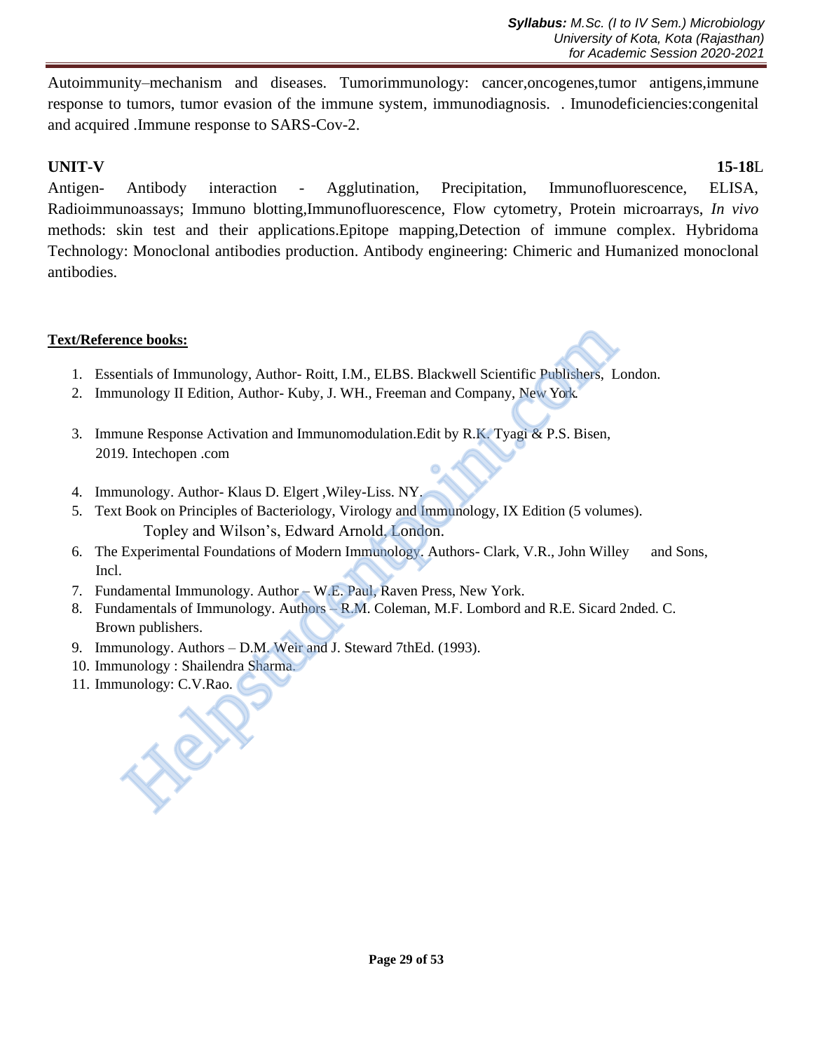Autoimmunity–mechanism and diseases. Tumorimmunology: cancer,oncogenes,tumor antigens,immune response to tumors, tumor evasion of the immune system, immunodiagnosis. . Imunodeficiencies:congenital and acquired .Immune response to SARS-Cov-2.

**UNIT-V** **15-18L**

Antigen- Antibody interaction - Agglutination, Precipitation, Immunofluorescence, ELISA, Radioimmunoassays; Immuno blotting,Immunofluorescence, Flow cytometry, Protein microarrays, *In vivo* methods: skin test and their applications.Epitope mapping,Detection of immune complex. Hybridoma Technology: Monoclonal antibodies production. Antibody engineering: Chimeric and Humanized monoclonal antibodies.

**Text/Reference books:**

1. Essentials of Immunology, Author- Roitt, I.M., ELBS. Blackwell Scientific Publishers, London.
2. Immunology II Edition, Author- Kuby, J. WH., Freeman and Company, New York.
3. Immune Response Activation and Immunomodulation.Edit by R.K. Tyagi & P.S. Bisen, 2019. Intechopen .com
4. Immunology. Author- Klaus D. Elgert ,Wiley-Liss. NY.
5. Text Book on Principles of Bacteriology, Virology and Immunology, IX Edition (5 volumes). Topley and Wilson's, Edward Arnold, London.
6. The Experimental Foundations of Modern Immunology. Authors- Clark, V.R., John Willey and Sons, Incl.
7. Fundamental Immunology. Author – W.E. Paul, Raven Press, New York.
8. Fundamentals of Immunology. Authors – R.M. Coleman, M.F. Lombord and R.E. Sicard 2nded. C. Brown publishers.
9. Immunology. Authors – D.M. Weir and J. Steward 7thEd. (1993).
10. Immunology : Shailendra Sharma.
11. Immunology: C.V.Rao.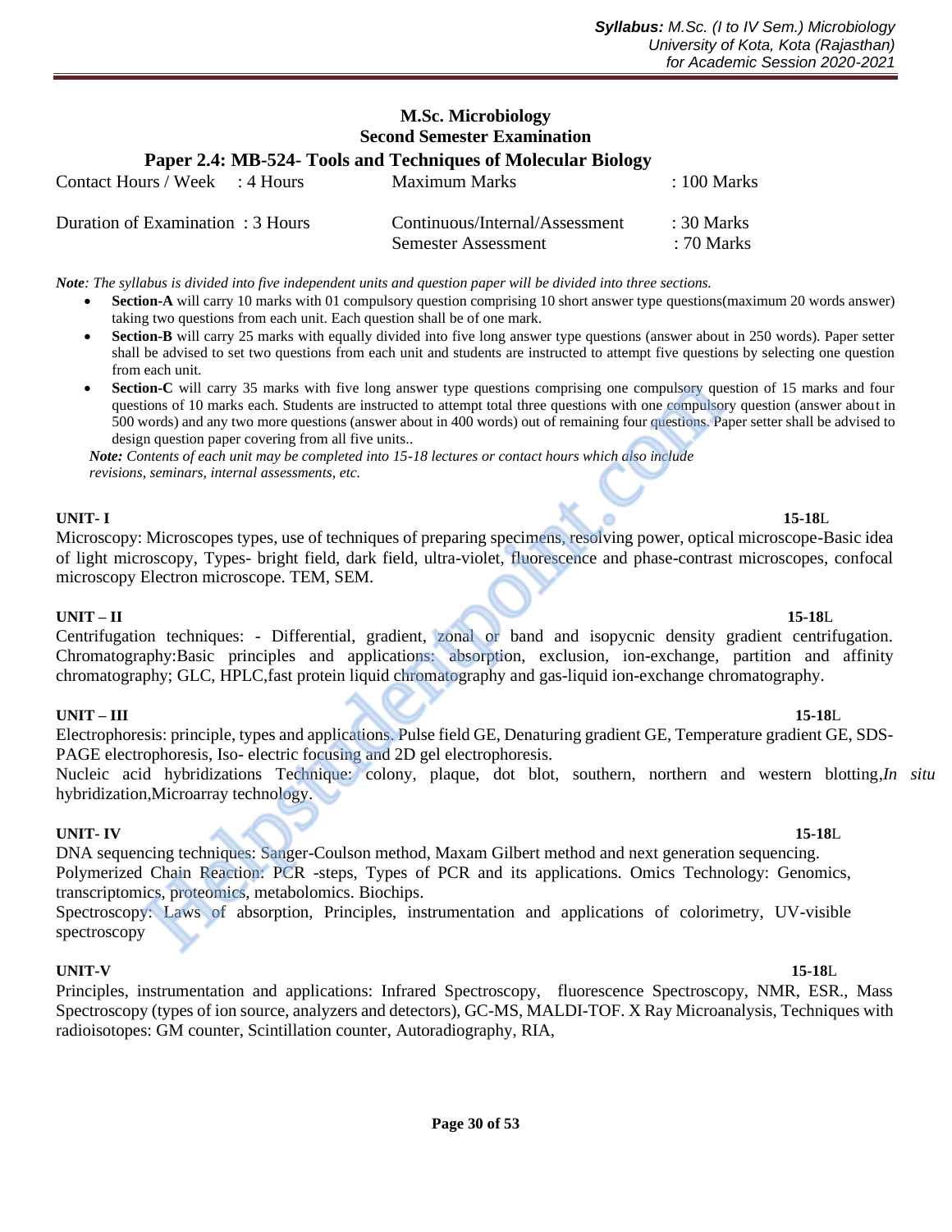## M.Sc. Microbiology
## Second Semester Examination
### Paper 2.4: MB-524- Tools and Techniques of Molecular Biology

| | | | |
|---|---|---|---|
| Contact Hours / Week | : 4 Hours | Maximum Marks | : 100 Marks |
| Duration of Examination | : 3 Hours | Continuous/Internal/Assessment | : 30 Marks |
| | | Semester Assessment | : 70 Marks |

***Note**: The syllabus is divided into five independent units and question paper will be divided into three sections.*

- **Section-A** will carry 10 marks with 01 compulsory question comprising 10 short answer type questions(maximum 20 words answer) taking two questions from each unit. Each question shall be of one mark.
- **Section-B** will carry 25 marks with equally divided into five long answer type questions (answer about in 250 words). Paper setter shall be advised to set two questions from each unit and students are instructed to attempt five questions by selecting one question from each unit.
- **Section-C** will carry 35 marks with five long answer type questions comprising one compulsory question of 15 marks and four questions of 10 marks each. Students are instructed to attempt total three questions with one compulsory question (answer about in 500 words) and any two more questions (answer about in 400 words) out of remaining four questions. Paper setter shall be advised to design question paper covering from all five units..

***Note:** Contents of each unit may be completed into 15-18 lectures or contact hours which also include revisions, seminars, internal assessments, etc.*

**UNIT- I** **15-18L**

Microscopy: Microscopes types, use of techniques of preparing specimens, resolving power, optical microscope-Basic idea of light microscopy, Types- bright field, dark field, ultra-violet, fluorescence and phase-contrast microscopes, confocal microscopy Electron microscope. TEM, SEM.

**UNIT – II** **15-18L**

Centrifugation techniques: - Differential, gradient, zonal or band and isopycnic density gradient centrifugation. Chromatography:Basic principles and applications: absorption, exclusion, ion-exchange, partition and affinity chromatography; GLC, HPLC,fast protein liquid chromatography and gas-liquid ion-exchange chromatography.

**UNIT – III** **15-18L**

Electrophoresis: principle, types and applications. Pulse field GE, Denaturing gradient GE, Temperature gradient GE, SDS-PAGE electrophoresis, Iso- electric focusing and 2D gel electrophoresis.

Nucleic acid hybridizations Technique: colony, plaque, dot blot, southern, northern and western blotting,*In situ* hybridization,Microarray technology.

**UNIT- IV** **15-18L**

DNA sequencing techniques: Sanger-Coulson method, Maxam Gilbert method and next generation sequencing.

Polymerized Chain Reaction: PCR -steps, Types of PCR and its applications. Omics Technology: Genomics, transcriptomics, proteomics, metabolomics. Biochips.

Spectroscopy: Laws of absorption, Principles, instrumentation and applications of colorimetry, UV-visible spectroscopy

**UNIT-V** **15-18L**

Principles, instrumentation and applications: Infrared Spectroscopy, fluorescence Spectroscopy, NMR, ESR., Mass Spectroscopy (types of ion source, analyzers and detectors), GC-MS, MALDI-TOF. X Ray Microanalysis, Techniques with radioisotopes: GM counter, Scintillation counter, Autoradiography, RIA,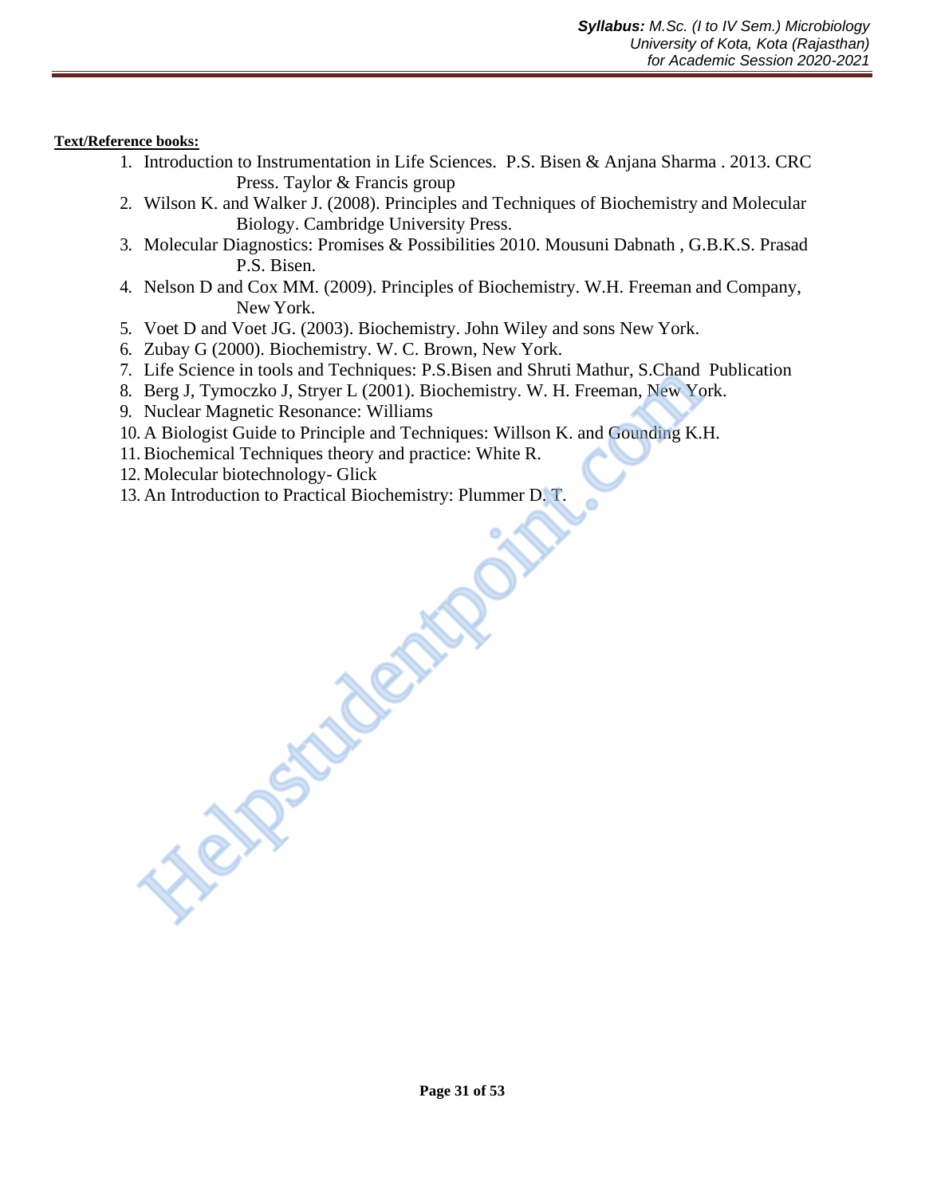**Text/Reference books:**

1. Introduction to Instrumentation in Life Sciences. P.S. Bisen & Anjana Sharma . 2013. CRC Press. Taylor & Francis group
2. Wilson K. and Walker J. (2008). Principles and Techniques of Biochemistry and Molecular Biology. Cambridge University Press.
3. Molecular Diagnostics: Promises & Possibilities 2010. Mousuni Dabnath , G.B.K.S. Prasad P.S. Bisen.
4. Nelson D and Cox MM. (2009). Principles of Biochemistry. W.H. Freeman and Company, New York.
5. Voet D and Voet JG. (2003). Biochemistry. John Wiley and sons New York.
6. Zubay G (2000). Biochemistry. W. C. Brown, New York.
7. Life Science in tools and Techniques: P.S.Bisen and Shruti Mathur, S.Chand Publication
8. Berg J, Tymoczko J, Stryer L (2001). Biochemistry. W. H. Freeman, New York.
9. Nuclear Magnetic Resonance: Williams
10. A Biologist Guide to Principle and Techniques: Willson K. and Gounding K.H.
11. Biochemical Techniques theory and practice: White R.
12. Molecular biotechnology- Glick
13. An Introduction to Practical Biochemistry: Plummer D. T.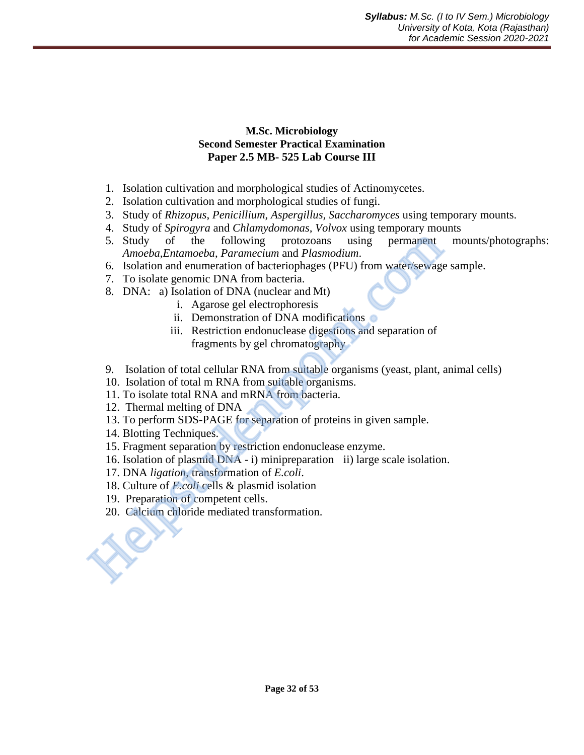**M.Sc. Microbiology**
**Second Semester Practical Examination**
**Paper 2.5 MB- 525 Lab Course III**

1. Isolation cultivation and morphological studies of Actinomycetes.
2. Isolation cultivation and morphological studies of fungi.
3. Study of *Rhizopus*, *Penicillium*, *Aspergillus*, *Saccharomyces* using temporary mounts.
4. Study of *Spirogyra* and *Chlamydomonas*, *Volvox* using temporary mounts
5. Study of the following protozoans using permanent mounts/photographs: *Amoeba*,*Entamoeba*, *Paramecium* and *Plasmodium*.
6. Isolation and enumeration of bacteriophages (PFU) from water/sewage sample.
7. To isolate genomic DNA from bacteria.
8. DNA: a) Isolation of DNA (nuclear and Mt)
    i. Agarose gel electrophoresis
    ii. Demonstration of DNA modifications
    iii. Restriction endonuclease digestions and separation of fragments by gel chromatography
9. Isolation of total cellular RNA from suitable organisms (yeast, plant, animal cells)
10. Isolation of total m RNA from suitable organisms.
11. To isolate total RNA and mRNA from bacteria.
12. Thermal melting of DNA
13. To perform SDS-PAGE for separation of proteins in given sample.
14. Blotting Techniques.
15. Fragment separation by restriction endonuclease enzyme.
16. Isolation of plasmid DNA - i) minipreparation ii) large scale isolation.
17. DNA *ligation*, transformation of *E.coli*.
18. Culture of *E.coli* cells & plasmid isolation
19. Preparation of competent cells.
20. Calcium chloride mediated transformation.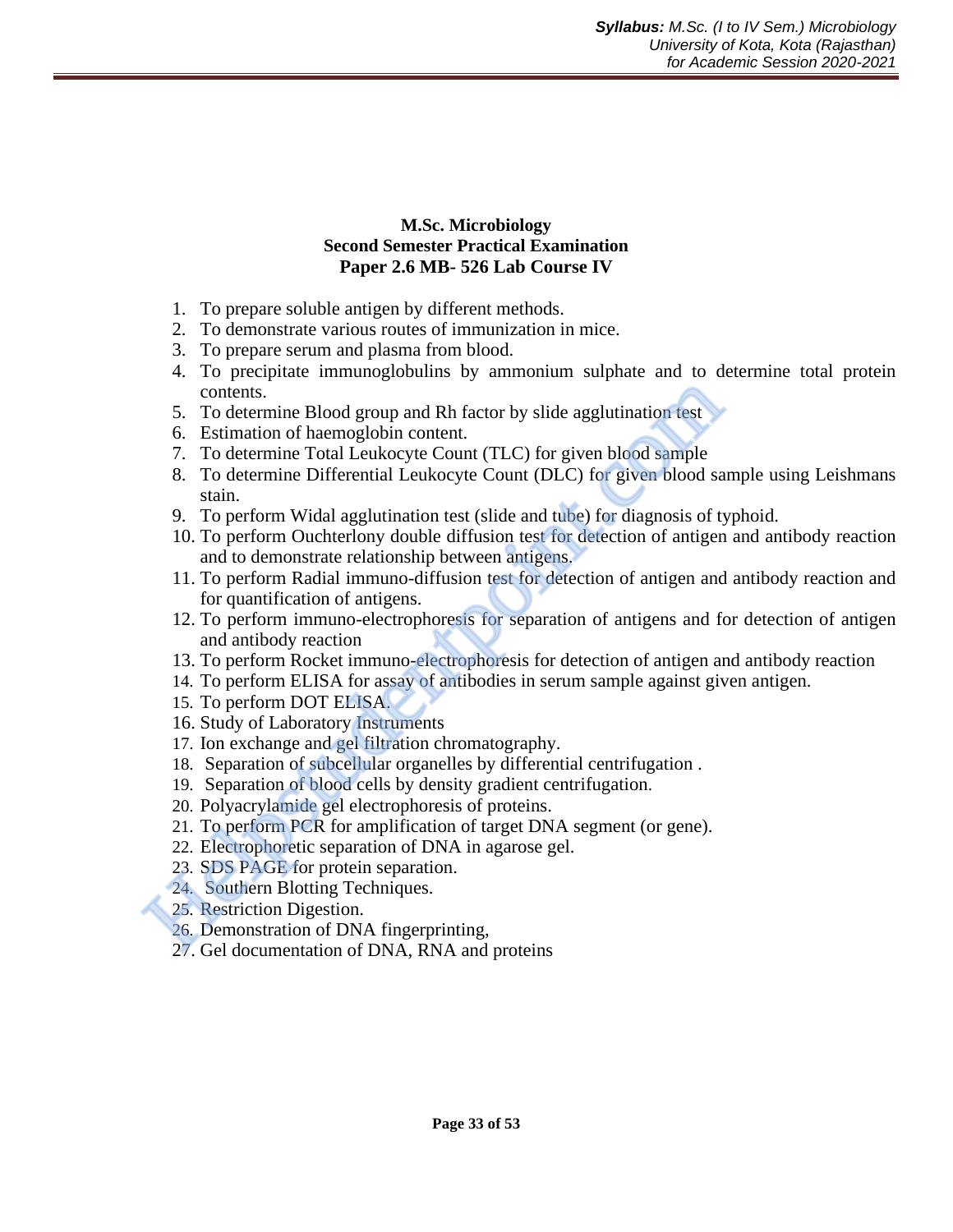**M.Sc. Microbiology**
**Second Semester Practical Examination**
**Paper 2.6 MB- 526 Lab Course IV**

1. To prepare soluble antigen by different methods.
2. To demonstrate various routes of immunization in mice.
3. To prepare serum and plasma from blood.
4. To precipitate immunoglobulins by ammonium sulphate and to determine total protein contents.
5. To determine Blood group and Rh factor by slide agglutination test
6. Estimation of haemoglobin content.
7. To determine Total Leukocyte Count (TLC) for given blood sample
8. To determine Differential Leukocyte Count (DLC) for given blood sample using Leishmans stain.
9. To perform Widal agglutination test (slide and tube) for diagnosis of typhoid.
10. To perform Ouchterlony double diffusion test for detection of antigen and antibody reaction and to demonstrate relationship between antigens.
11. To perform Radial immuno-diffusion test for detection of antigen and antibody reaction and for quantification of antigens.
12. To perform immuno-electrophoresis for separation of antigens and for detection of antigen and antibody reaction
13. To perform Rocket immuno-electrophoresis for detection of antigen and antibody reaction
14. To perform ELISA for assay of antibodies in serum sample against given antigen.
15. To perform DOT ELISA.
16. Study of Laboratory Instruments
17. Ion exchange and gel filtration chromatography.
18. Separation of subcellular organelles by differential centrifugation .
19. Separation of blood cells by density gradient centrifugation.
20. Polyacrylamide gel electrophoresis of proteins.
21. To perform PCR for amplification of target DNA segment (or gene).
22. Electrophoretic separation of DNA in agarose gel.
23. SDS PAGE for protein separation.
24. Southern Blotting Techniques.
25. Restriction Digestion.
26. Demonstration of DNA fingerprinting,
27. Gel documentation of DNA, RNA and proteins